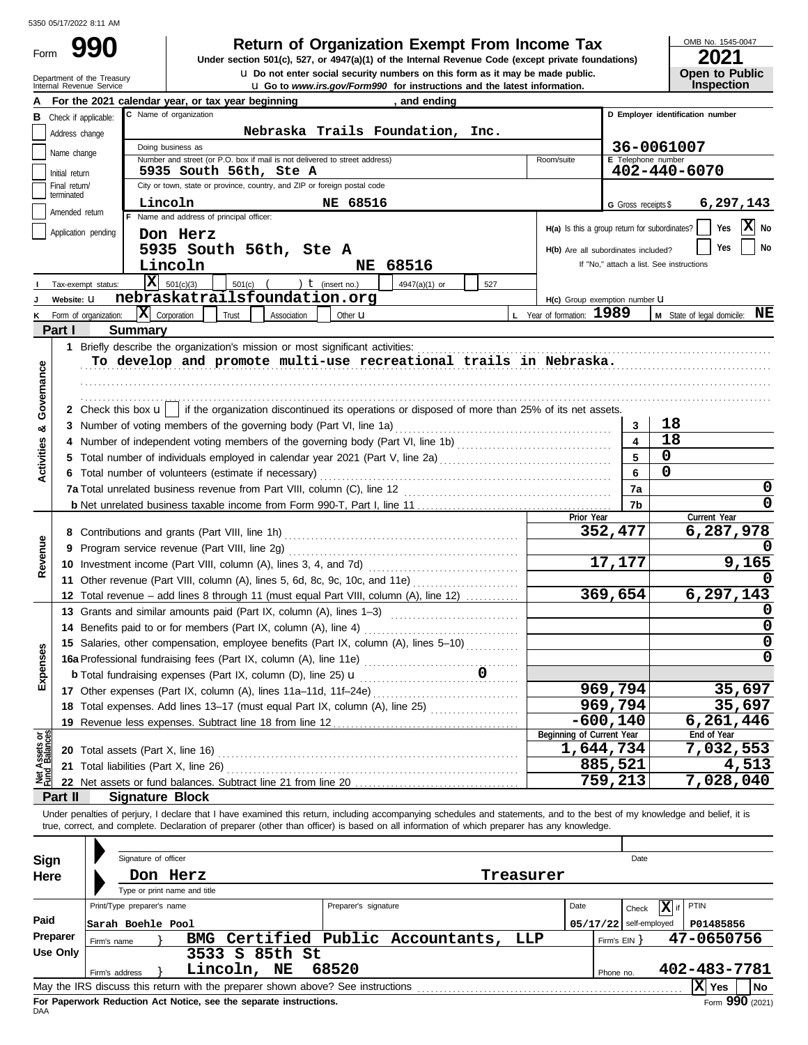5350 05/17/2022 8:11 AM

# Form 990 — Return of Organization Exempt From Income Tax

**Under section 501(c), 527, or 4947(a)(1) of the Internal Revenue Code (except private foundations)**

u Do not enter social security numbers on this form as it may be made public.

u Go to *www.irs.gov/Form990* for instructions and the latest information.

Department of the Treasury
Internal Revenue Service

OMB No. 1545-0047

**2021**

**Open to Public Inspection**

**A** For the 2021 calendar year, or tax year beginning , and ending

**B** Check if applicable:
- Address change
- Name change
- Initial return
- Final return/terminated
- Amended return
- Application pending

**C** Name of organization: **Nebraska Trails Foundation, Inc.**

Doing business as

Number and street (or P.O. box if mail is not delivered to street address): **5935 South 56th, Ste A** | Room/suite

City or town, state or province, country, and ZIP or foreign postal code: **Lincoln NE 68516**

**D** Employer identification number: **36-0061007**

**E** Telephone number: **402-440-6070**

**G** Gross receipts $ **6,297,143**

**F** Name and address of principal officer:
**Don Herz**
**5935 South 56th, Ste A**
**Lincoln NE 68516**

**H(a)** Is this a group return for subordinates? Yes [ ] No [X]

**H(b)** Are all subordinates included? Yes [ ] No [ ]
If "No," attach a list. See instructions

**I** Tax-exempt status: [X] 501(c)(3) [ ] 501(c) ( ) t (insert no.) [ ] 4947(a)(1) or [ ] 527

**J** Website: u **nebraskatrailsfoundation.org**

**H(c)** Group exemption number u

**K** Form of organization: [X] Corporation [ ] Trust [ ] Association [ ] Other u

**L** Year of formation: **1989**

**M** State of legal domicile: **NE**

## Part I Summary

**Activities & Governance**

1 Briefly describe the organization's mission or most significant activities:
To develop and promote multi-use recreational trails in Nebraska.

2 Check this box u [ ] if the organization discontinued its operations or disposed of more than 25% of its net assets.

| | | |
|---|---|---|
| 3 Number of voting members of the governing body (Part VI, line 1a) | 3 | 18 |
| 4 Number of independent voting members of the governing body (Part VI, line 1b) | 4 | 18 |
| 5 Total number of individuals employed in calendar year 2021 (Part V, line 2a) | 5 | 0 |
| 6 Total number of volunteers (estimate if necessary) | 6 | 0 |
| 7a Total unrelated business revenue from Part VIII, column (C), line 12 | 7a | 0 |
| b Net unrelated business taxable income from Form 990-T, Part I, line 11 | 7b | 0 |

| | Prior Year | Current Year |
|---|---|---|
| **Revenue** | | |
| 8 Contributions and grants (Part VIII, line 1h) | 352,477 | 6,287,978 |
| 9 Program service revenue (Part VIII, line 2g) | | 0 |
| 10 Investment income (Part VIII, column (A), lines 3, 4, and 7d) | 17,177 | 9,165 |
| 11 Other revenue (Part VIII, column (A), lines 5, 6d, 8c, 9c, 10c, and 11e) | | 0 |
| 12 Total revenue – add lines 8 through 11 (must equal Part VIII, column (A), line 12) | 369,654 | 6,297,143 |
| **Expenses** | | |
| 13 Grants and similar amounts paid (Part IX, column (A), lines 1–3) | | 0 |
| 14 Benefits paid to or for members (Part IX, column (A), line 4) | | 0 |
| 15 Salaries, other compensation, employee benefits (Part IX, column (A), lines 5–10) | | 0 |
| 16a Professional fundraising fees (Part IX, column (A), line 11e) | | 0 |
| b Total fundraising expenses (Part IX, column (D), line 25) u 0 | | |
| 17 Other expenses (Part IX, column (A), lines 11a–11d, 11f–24e) | 969,794 | 35,697 |
| 18 Total expenses. Add lines 13–17 (must equal Part IX, column (A), line 25) | 969,794 | 35,697 |
| 19 Revenue less expenses. Subtract line 18 from line 12 | -600,140 | 6,261,446 |

| **Net Assets or Fund Balances** | Beginning of Current Year | End of Year |
|---|---|---|
| 20 Total assets (Part X, line 16) | 1,644,734 | 7,032,553 |
| 21 Total liabilities (Part X, line 26) | 885,521 | 4,513 |
| 22 Net assets or fund balances. Subtract line 21 from line 20 | 759,213 | 7,028,040 |

## Part II Signature Block

Under penalties of perjury, I declare that I have examined this return, including accompanying schedules and statements, and to the best of my knowledge and belief, it is true, correct, and complete. Declaration of preparer (other than officer) is based on all information of which preparer has any knowledge.

**Sign Here**

Signature of officer | Date

**Don Herz** **Treasurer**
Type or print name and title

**Paid Preparer Use Only**

| Print/Type preparer's name | Preparer's signature | Date | Check [X] if self-employed | PTIN |
|---|---|---|---|---|
| Sarah Boehle Pool | | 05/17/22 | | P01485856 |

Firm's name } **BMG Certified Public Accountants, LLP** | Firm's EIN } **47-0650756**

Firm's address } **3533 S 85th St, Lincoln, NE 68520** | Phone no. **402-483-7781**

May the IRS discuss this return with the preparer shown above? See instructions [X] Yes [ ] No

**For Paperwork Reduction Act Notice, see the separate instructions.** Form **990** (2021)

DAA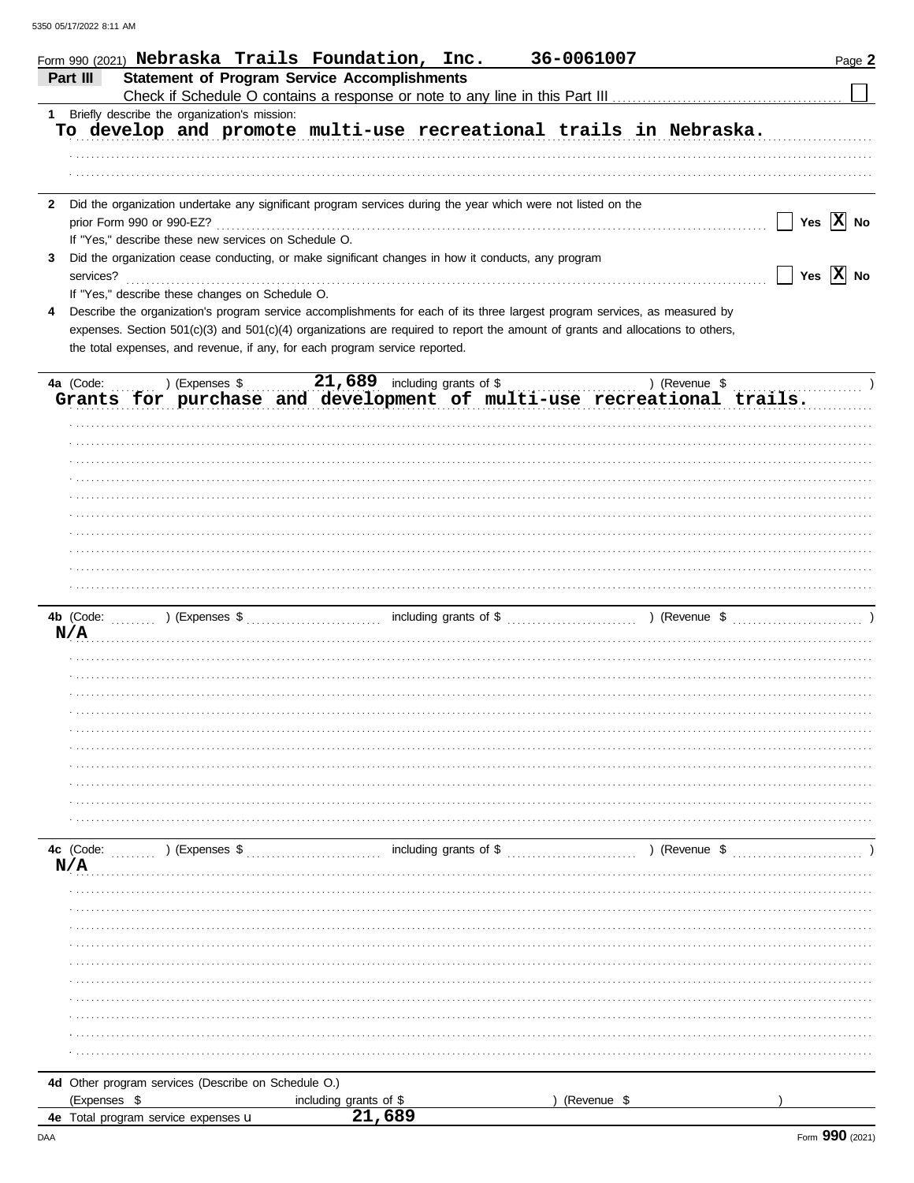Form 990 (2021) **Nebraska Trails Foundation, Inc. 36-0061007** Page **2**

## Part III Statement of Program Service Accomplishments

Check if Schedule O contains a response or note to any line in this Part III ☐

**1** Briefly describe the organization's mission:

To develop and promote multi-use recreational trails in Nebraska.

**2** Did the organization undertake any significant program services during the year which were not listed on the prior Form 990 or 990-EZ? ☐ Yes ☒ No

If "Yes," describe these new services on Schedule O.

**3** Did the organization cease conducting, or make significant changes in how it conducts, any program services? ☐ Yes ☒ No

If "Yes," describe these changes on Schedule O.

**4** Describe the organization's program service accomplishments for each of its three largest program services, as measured by expenses. Section 501(c)(3) and 501(c)(4) organizations are required to report the amount of grants and allocations to others, the total expenses, and revenue, if any, for each program service reported.

**4a** (Code: ) (Expenses $ 21,689 including grants of $ ) (Revenue $ )

Grants for purchase and development of multi-use recreational trails.

**4b** (Code: ) (Expenses $ including grants of $ ) (Revenue $ )

N/A

**4c** (Code: ) (Expenses $ including grants of $ ) (Revenue $ )

N/A

**4d** Other program services (Describe on Schedule O.)

(Expenses $ including grants of $ ) (Revenue $ )

**4e** Total program service expenses ► 21,689

Form **990** (2021)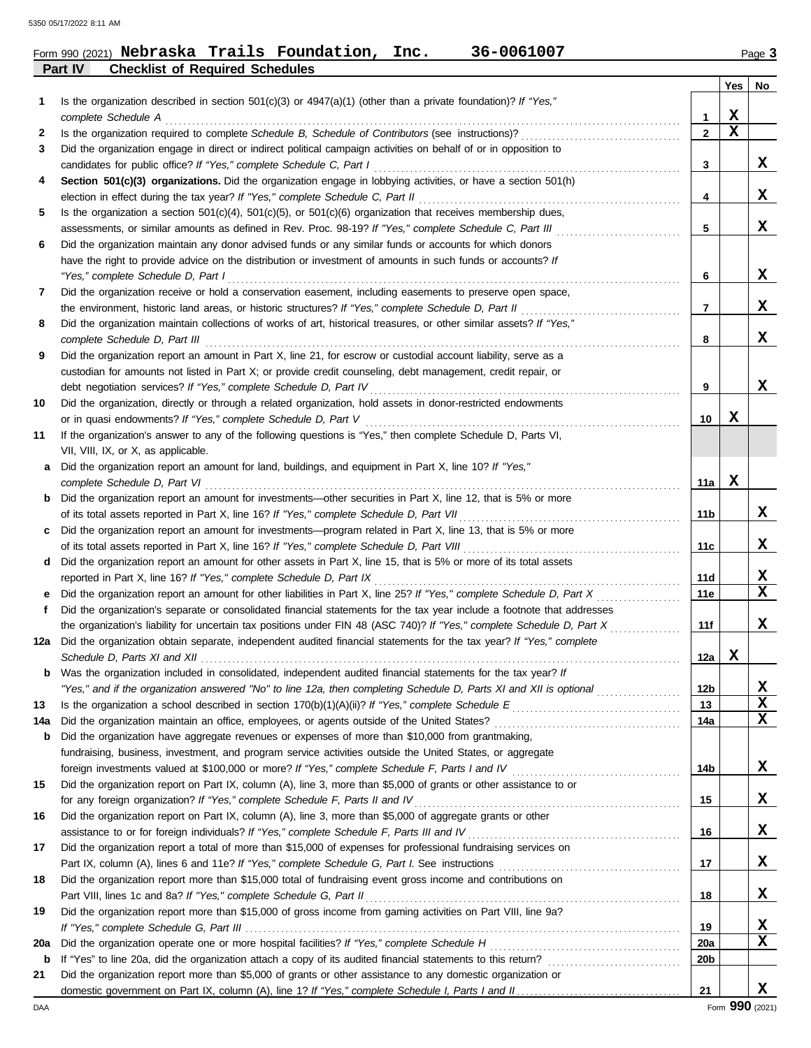Form 990 (2021) **Nebraska Trails Foundation, Inc. 36-0061007** Page 3

**Part IV Checklist of Required Schedules**

| | | | Yes | No |
|---|---|---|---|---|
| 1 | Is the organization described in section 501(c)(3) or 4947(a)(1) (other than a private foundation)? *If "Yes," complete Schedule A* | 1 | X | |
| 2 | Is the organization required to complete *Schedule B, Schedule of Contributors* (see instructions)? | 2 | X | |
| 3 | Did the organization engage in direct or indirect political campaign activities on behalf of or in opposition to candidates for public office? *If "Yes," complete Schedule C, Part I* | 3 | | X |
| 4 | **Section 501(c)(3) organizations.** Did the organization engage in lobbying activities, or have a section 501(h) election in effect during the tax year? *If "Yes," complete Schedule C, Part II* | 4 | | X |
| 5 | Is the organization a section 501(c)(4), 501(c)(5), or 501(c)(6) organization that receives membership dues, assessments, or similar amounts as defined in Rev. Proc. 98-19? *If "Yes," complete Schedule C, Part III* | 5 | | X |
| 6 | Did the organization maintain any donor advised funds or any similar funds or accounts for which donors have the right to provide advice on the distribution or investment of amounts in such funds or accounts? *If "Yes," complete Schedule D, Part I* | 6 | | X |
| 7 | Did the organization receive or hold a conservation easement, including easements to preserve open space, the environment, historic land areas, or historic structures? *If "Yes," complete Schedule D, Part II* | 7 | | X |
| 8 | Did the organization maintain collections of works of art, historical treasures, or other similar assets? *If "Yes," complete Schedule D, Part III* | 8 | | X |
| 9 | Did the organization report an amount in Part X, line 21, for escrow or custodial account liability, serve as a custodian for amounts not listed in Part X; or provide credit counseling, debt management, credit repair, or debt negotiation services? *If "Yes," complete Schedule D, Part IV* | 9 | | X |
| 10 | Did the organization, directly or through a related organization, hold assets in donor-restricted endowments or in quasi endowments? *If "Yes," complete Schedule D, Part V* | 10 | X | |
| 11 | If the organization's answer to any of the following questions is "Yes," then complete Schedule D, Parts VI, VII, VIII, IX, or X, as applicable. | | | |
| a | Did the organization report an amount for land, buildings, and equipment in Part X, line 10? *If "Yes," complete Schedule D, Part VI* | 11a | X | |
| b | Did the organization report an amount for investments—other securities in Part X, line 12, that is 5% or more of its total assets reported in Part X, line 16? *If "Yes," complete Schedule D, Part VII* | 11b | | X |
| c | Did the organization report an amount for investments—program related in Part X, line 13, that is 5% or more of its total assets reported in Part X, line 16? *If "Yes," complete Schedule D, Part VIII* | 11c | | X |
| d | Did the organization report an amount for other assets in Part X, line 15, that is 5% or more of its total assets reported in Part X, line 16? *If "Yes," complete Schedule D, Part IX* | 11d | | X |
| e | Did the organization report an amount for other liabilities in Part X, line 25? *If "Yes," complete Schedule D, Part X* | 11e | | X |
| f | Did the organization's separate or consolidated financial statements for the tax year include a footnote that addresses the organization's liability for uncertain tax positions under FIN 48 (ASC 740)? *If "Yes," complete Schedule D, Part X* | 11f | | X |
| 12a | Did the organization obtain separate, independent audited financial statements for the tax year? *If "Yes," complete Schedule D, Parts XI and XII* | 12a | X | |
| b | Was the organization included in consolidated, independent audited financial statements for the tax year? *If "Yes," and if the organization answered "No" to line 12a, then completing Schedule D, Parts XI and XII is optional* | 12b | | X |
| 13 | Is the organization a school described in section 170(b)(1)(A)(ii)? *If "Yes," complete Schedule E* | 13 | | X |
| 14a | Did the organization maintain an office, employees, or agents outside of the United States? | 14a | | X |
| b | Did the organization have aggregate revenues or expenses of more than $10,000 from grantmaking, fundraising, business, investment, and program service activities outside the United States, or aggregate foreign investments valued at $100,000 or more? *If "Yes," complete Schedule F, Parts I and IV* | 14b | | X |
| 15 | Did the organization report on Part IX, column (A), line 3, more than $5,000 of grants or other assistance to or for any foreign organization? *If "Yes," complete Schedule F, Parts II and IV* | 15 | | X |
| 16 | Did the organization report on Part IX, column (A), line 3, more than $5,000 of aggregate grants or other assistance to or for foreign individuals? *If "Yes," complete Schedule F, Parts III and IV* | 16 | | X |
| 17 | Did the organization report a total of more than $15,000 of expenses for professional fundraising services on Part IX, column (A), lines 6 and 11e? *If "Yes," complete Schedule G, Part I.* See instructions | 17 | | X |
| 18 | Did the organization report more than $15,000 total of fundraising event gross income and contributions on Part VIII, lines 1c and 8a? *If "Yes," complete Schedule G, Part II* | 18 | | X |
| 19 | Did the organization report more than $15,000 of gross income from gaming activities on Part VIII, line 9a? *If "Yes," complete Schedule G, Part III* | 19 | | X |
| 20a | Did the organization operate one or more hospital facilities? *If "Yes," complete Schedule H* | 20a | | X |
| b | If "Yes" to line 20a, did the organization attach a copy of its audited financial statements to this return? | 20b | | |
| 21 | Did the organization report more than $5,000 of grants or other assistance to any domestic organization or domestic government on Part IX, column (A), line 1? *If "Yes," complete Schedule I, Parts I and II* | 21 | | X |

Form **990** (2021)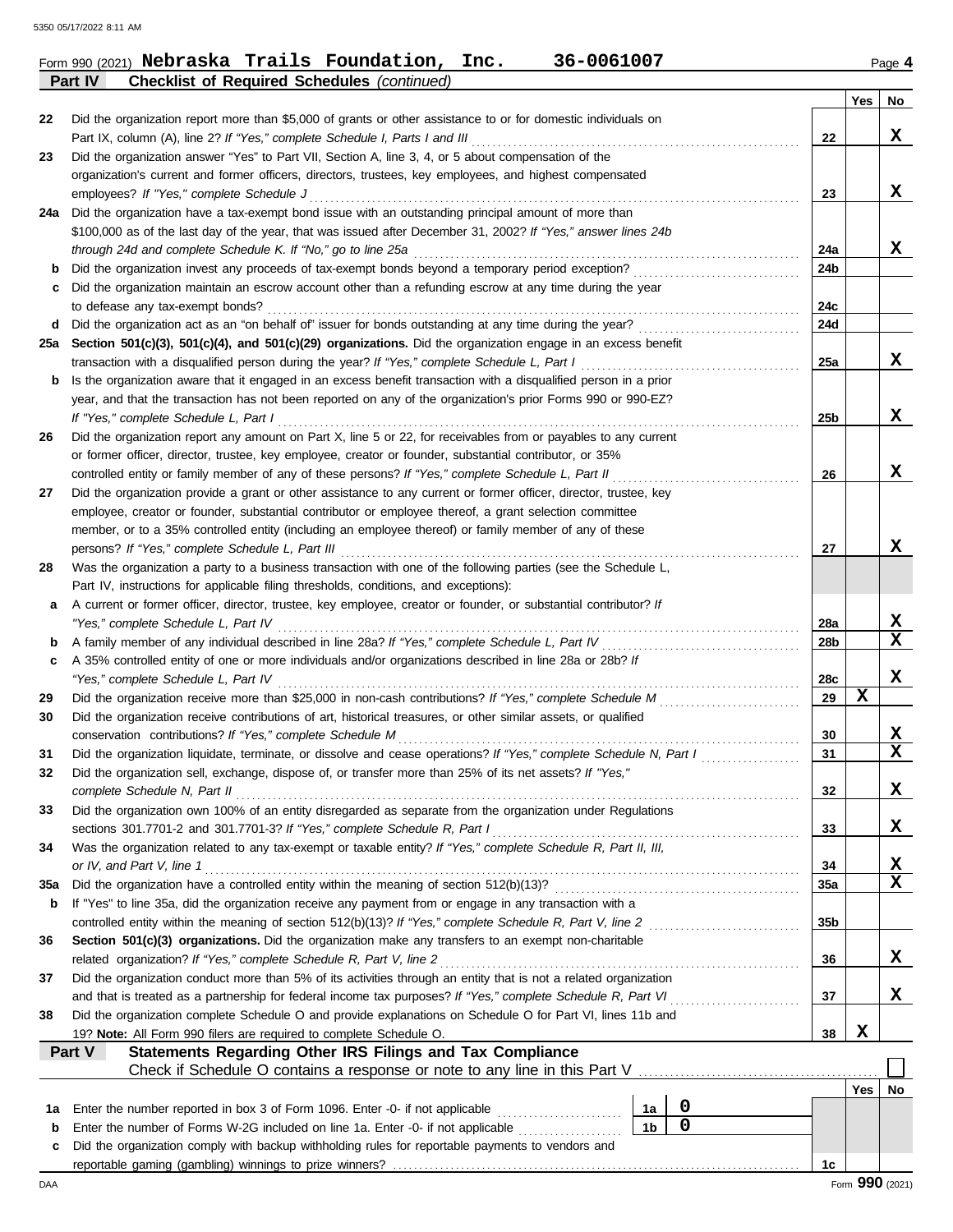Form 990 (2021) **Nebraska Trails Foundation, Inc. 36-0061007** Page 4

**Part IV Checklist of Required Schedules** *(continued)*

| | | | Yes | No |
|---|---|---|---|---|
| 22 | Did the organization report more than $5,000 of grants or other assistance to or for domestic individuals on Part IX, column (A), line 2? *If "Yes," complete Schedule I, Parts I and III* | 22 | | X |
| 23 | Did the organization answer "Yes" to Part VII, Section A, line 3, 4, or 5 about compensation of the organization's current and former officers, directors, trustees, key employees, and highest compensated employees? *If "Yes," complete Schedule J* | 23 | | X |
| 24a | Did the organization have a tax-exempt bond issue with an outstanding principal amount of more than $100,000 as of the last day of the year, that was issued after December 31, 2002? *If "Yes," answer lines 24b through 24d and complete Schedule K. If "No," go to line 25a* | 24a | | X |
| b | Did the organization invest any proceeds of tax-exempt bonds beyond a temporary period exception? | 24b | | |
| c | Did the organization maintain an escrow account other than a refunding escrow at any time during the year to defease any tax-exempt bonds? | 24c | | |
| d | Did the organization act as an "on behalf of" issuer for bonds outstanding at any time during the year? | 24d | | |
| 25a | **Section 501(c)(3), 501(c)(4), and 501(c)(29) organizations.** Did the organization engage in an excess benefit transaction with a disqualified person during the year? *If "Yes," complete Schedule L, Part I* | 25a | | X |
| b | Is the organization aware that it engaged in an excess benefit transaction with a disqualified person in a prior year, and that the transaction has not been reported on any of the organization's prior Forms 990 or 990-EZ? *If "Yes," complete Schedule L, Part I* | 25b | | X |
| 26 | Did the organization report any amount on Part X, line 5 or 22, for receivables from or payables to any current or former officer, director, trustee, key employee, creator or founder, substantial contributor, or 35% controlled entity or family member of any of these persons? *If "Yes," complete Schedule L, Part II* | 26 | | X |
| 27 | Did the organization provide a grant or other assistance to any current or former officer, director, trustee, key employee, creator or founder, substantial contributor or employee thereof, a grant selection committee member, or to a 35% controlled entity (including an employee thereof) or family member of any of these persons? *If "Yes," complete Schedule L, Part III* | 27 | | X |
| 28 | Was the organization a party to a business transaction with one of the following parties (see the Schedule L, Part IV, instructions for applicable filing thresholds, conditions, and exceptions): | | | |
| a | A current or former officer, director, trustee, key employee, creator or founder, or substantial contributor? *If "Yes," complete Schedule L, Part IV* | 28a | | X |
| b | A family member of any individual described in line 28a? *If "Yes," complete Schedule L, Part IV* | 28b | | X |
| c | A 35% controlled entity of one or more individuals and/or organizations described in line 28a or 28b? *If "Yes," complete Schedule L, Part IV* | 28c | | X |
| 29 | Did the organization receive more than $25,000 in non-cash contributions? *If "Yes," complete Schedule M* | 29 | X | |
| 30 | Did the organization receive contributions of art, historical treasures, or other similar assets, or qualified conservation contributions? *If "Yes," complete Schedule M* | 30 | | X |
| 31 | Did the organization liquidate, terminate, or dissolve and cease operations? *If "Yes," complete Schedule N, Part I* | 31 | | X |
| 32 | Did the organization sell, exchange, dispose of, or transfer more than 25% of its net assets? *If "Yes," complete Schedule N, Part II* | 32 | | X |
| 33 | Did the organization own 100% of an entity disregarded as separate from the organization under Regulations sections 301.7701-2 and 301.7701-3? *If "Yes," complete Schedule R, Part I* | 33 | | X |
| 34 | Was the organization related to any tax-exempt or taxable entity? *If "Yes," complete Schedule R, Part II, III, or IV, and Part V, line 1* | 34 | | X |
| 35a | Did the organization have a controlled entity within the meaning of section 512(b)(13)? | 35a | | X |
| b | If "Yes" to line 35a, did the organization receive any payment from or engage in any transaction with a controlled entity within the meaning of section 512(b)(13)? *If "Yes," complete Schedule R, Part V, line 2* | 35b | | |
| 36 | **Section 501(c)(3) organizations.** Did the organization make any transfers to an exempt non-charitable related organization? *If "Yes," complete Schedule R, Part V, line 2* | 36 | | X |
| 37 | Did the organization conduct more than 5% of its activities through an entity that is not a related organization and that is treated as a partnership for federal income tax purposes? *If "Yes," complete Schedule R, Part VI* | 37 | | X |
| 38 | Did the organization complete Schedule O and provide explanations on Schedule O for Part VI, lines 11b and 19? **Note:** All Form 990 filers are required to complete Schedule O. | 38 | X | |

**Part V Statements Regarding Other IRS Filings and Tax Compliance**

Check if Schedule O contains a response or note to any line in this Part V ☐

| | | | | | Yes | No |
|---|---|---|---|---|---|---|
| 1a | Enter the number reported in box 3 of Form 1096. Enter -0- if not applicable | 1a | 0 | | | |
| b | Enter the number of Forms W-2G included on line 1a. Enter -0- if not applicable | 1b | 0 | | | |
| c | Did the organization comply with backup withholding rules for reportable payments to vendors and reportable gaming (gambling) winnings to prize winners? | | | 1c | | |

Form **990** (2021)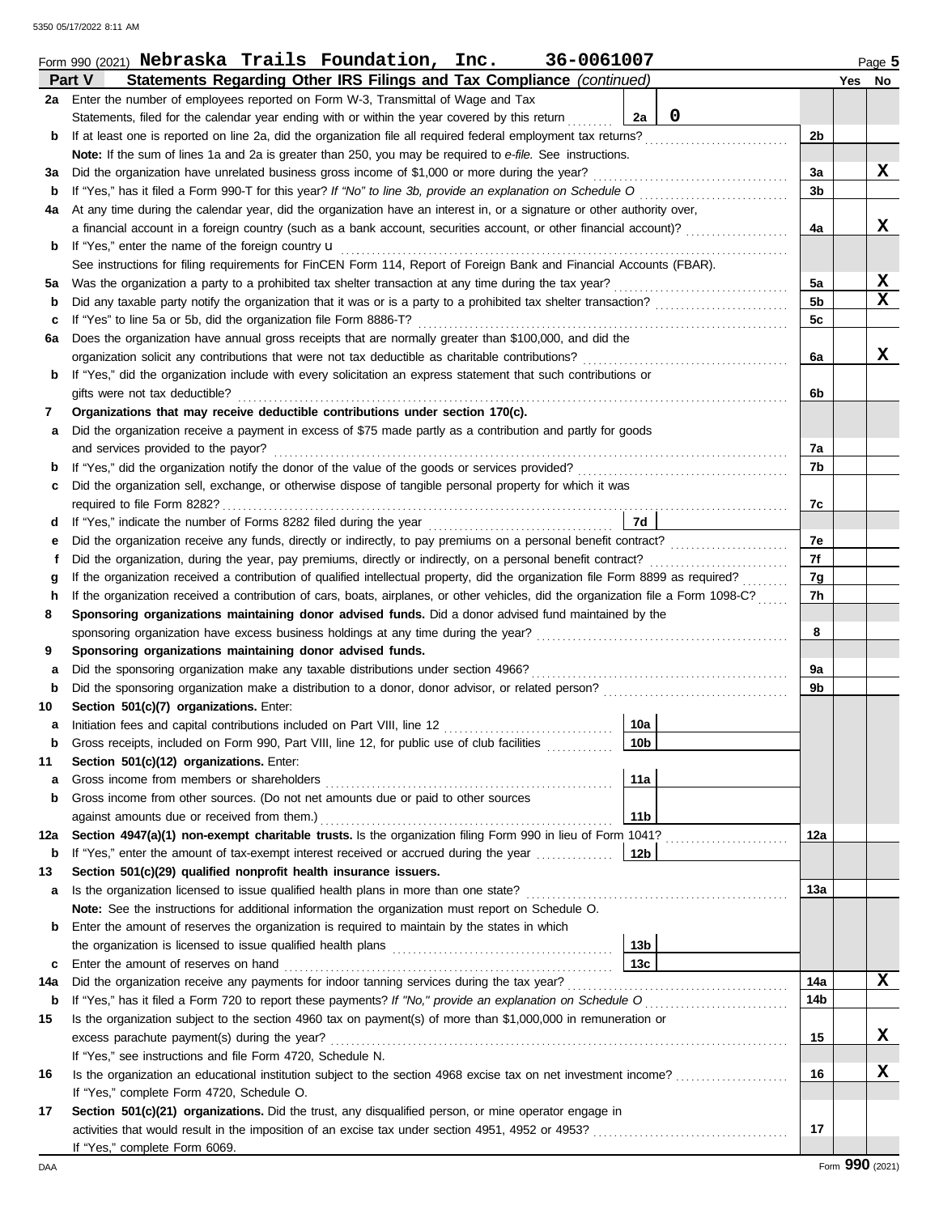Form 990 (2021) **Nebraska Trails Foundation, Inc. 36-0061007** Page **5**

## Part V Statements Regarding Other IRS Filings and Tax Compliance *(continued)*

| | | | | | Yes | No |
|---|---|---|---|---|---|---|
| **2a** | Enter the number of employees reported on Form W-3, Transmittal of Wage and Tax Statements, filed for the calendar year ending with or within the year covered by this return | 2a | 0 | | | |
| **b** | If at least one is reported on line 2a, did the organization file all required federal employment tax returns? | | | 2b | | |
| | **Note:** If the sum of lines 1a and 2a is greater than 250, you may be required to *e-file.* See instructions. | | | | | |
| **3a** | Did the organization have unrelated business gross income of $1,000 or more during the year? | | | 3a | | X |
| **b** | If "Yes," has it filed a Form 990-T for this year? *If "No" to line 3b, provide an explanation on Schedule O* | | | 3b | | |
| **4a** | At any time during the calendar year, did the organization have an interest in, or a signature or other authority over, a financial account in a foreign country (such as a bank account, securities account, or other financial account)? | | | 4a | | X |
| **b** | If "Yes," enter the name of the foreign country u | | | | | |
| | See instructions for filing requirements for FinCEN Form 114, Report of Foreign Bank and Financial Accounts (FBAR). | | | | | |
| **5a** | Was the organization a party to a prohibited tax shelter transaction at any time during the tax year? | | | 5a | | X |
| **b** | Did any taxable party notify the organization that it was or is a party to a prohibited tax shelter transaction? | | | 5b | | X |
| **c** | If "Yes" to line 5a or 5b, did the organization file Form 8886-T? | | | 5c | | |
| **6a** | Does the organization have annual gross receipts that are normally greater than $100,000, and did the organization solicit any contributions that were not tax deductible as charitable contributions? | | | 6a | | X |
| **b** | If "Yes," did the organization include with every solicitation an express statement that such contributions or gifts were not tax deductible? | | | 6b | | |
| **7** | **Organizations that may receive deductible contributions under section 170(c).** | | | | | |
| **a** | Did the organization receive a payment in excess of $75 made partly as a contribution and partly for goods and services provided to the payor? | | | 7a | | |
| **b** | If "Yes," did the organization notify the donor of the value of the goods or services provided? | | | 7b | | |
| **c** | Did the organization sell, exchange, or otherwise dispose of tangible personal property for which it was required to file Form 8282? | | | 7c | | |
| **d** | If "Yes," indicate the number of Forms 8282 filed during the year | 7d | | | | |
| **e** | Did the organization receive any funds, directly or indirectly, to pay premiums on a personal benefit contract? | | | 7e | | |
| **f** | Did the organization, during the year, pay premiums, directly or indirectly, on a personal benefit contract? | | | 7f | | |
| **g** | If the organization received a contribution of qualified intellectual property, did the organization file Form 8899 as required? | | | 7g | | |
| **h** | If the organization received a contribution of cars, boats, airplanes, or other vehicles, did the organization file a Form 1098-C? | | | 7h | | |
| **8** | **Sponsoring organizations maintaining donor advised funds.** Did a donor advised fund maintained by the sponsoring organization have excess business holdings at any time during the year? | | | 8 | | |
| **9** | **Sponsoring organizations maintaining donor advised funds.** | | | | | |
| **a** | Did the sponsoring organization make any taxable distributions under section 4966? | | | 9a | | |
| **b** | Did the sponsoring organization make a distribution to a donor, donor advisor, or related person? | | | 9b | | |
| **10** | **Section 501(c)(7) organizations.** Enter: | | | | | |
| **a** | Initiation fees and capital contributions included on Part VIII, line 12 | 10a | | | | |
| **b** | Gross receipts, included on Form 990, Part VIII, line 12, for public use of club facilities | 10b | | | | |
| **11** | **Section 501(c)(12) organizations.** Enter: | | | | | |
| **a** | Gross income from members or shareholders | 11a | | | | |
| **b** | Gross income from other sources. (Do not net amounts due or paid to other sources against amounts due or received from them.) | 11b | | | | |
| **12a** | **Section 4947(a)(1) non-exempt charitable trusts.** Is the organization filing Form 990 in lieu of Form 1041? | | | 12a | | |
| **b** | If "Yes," enter the amount of tax-exempt interest received or accrued during the year | 12b | | | | |
| **13** | **Section 501(c)(29) qualified nonprofit health insurance issuers.** | | | | | |
| **a** | Is the organization licensed to issue qualified health plans in more than one state? | | | 13a | | |
| | **Note:** See the instructions for additional information the organization must report on Schedule O. | | | | | |
| **b** | Enter the amount of reserves the organization is required to maintain by the states in which the organization is licensed to issue qualified health plans | 13b | | | | |
| **c** | Enter the amount of reserves on hand | 13c | | | | |
| **14a** | Did the organization receive any payments for indoor tanning services during the tax year? | | | 14a | | X |
| **b** | If "Yes," has it filed a Form 720 to report these payments? *If "No," provide an explanation on Schedule O* | | | 14b | | |
| **15** | Is the organization subject to the section 4960 tax on payment(s) of more than $1,000,000 in remuneration or excess parachute payment(s) during the year? | | | 15 | | X |
| | If "Yes," see instructions and file Form 4720, Schedule N. | | | | | |
| **16** | Is the organization an educational institution subject to the section 4968 excise tax on net investment income? | | | 16 | | X |
| | If "Yes," complete Form 4720, Schedule O. | | | | | |
| **17** | **Section 501(c)(21) organizations.** Did the trust, any disqualified person, or mine operator engage in activities that would result in the imposition of an excise tax under section 4951, 4952 or 4953? | | | 17 | | |
| | If "Yes," complete Form 6069. | | | | | |

Form **990** (2021)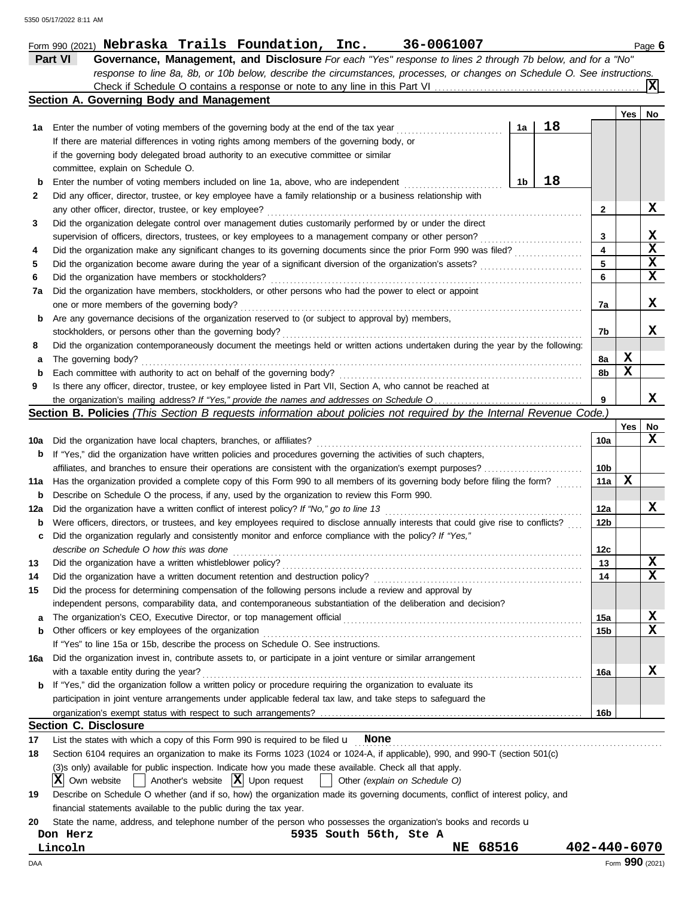Form 990 (2021) **Nebraska Trails Foundation, Inc. 36-0061007**

**Part VI Governance, Management, and Disclosure** *For each "Yes" response to lines 2 through 7b below, and for a "No" response to line 8a, 8b, or 10b below, describe the circumstances, processes, or changes on Schedule O. See instructions.*

Check if Schedule O contains a response or note to any line in this Part VI . . . [X]

## Section A. Governing Body and Management

| | | | | | Yes | No |
|---|---|---|---|---|---|---|
| 1a | Enter the number of voting members of the governing body at the end of the tax year. If there are material differences in voting rights among members of the governing body, or if the governing body delegated broad authority to an executive committee or similar committee, explain on Schedule O. | 1a | 18 | | | |
| b | Enter the number of voting members included on line 1a, above, who are independent | 1b | 18 | | | |
| 2 | Did any officer, director, trustee, or key employee have a family relationship or a business relationship with any other officer, director, trustee, or key employee? | | | 2 | | X |
| 3 | Did the organization delegate control over management duties customarily performed by or under the direct supervision of officers, directors, trustees, or key employees to a management company or other person? | | | 3 | | X |
| 4 | Did the organization make any significant changes to its governing documents since the prior Form 990 was filed? | | | 4 | | X |
| 5 | Did the organization become aware during the year of a significant diversion of the organization's assets? | | | 5 | | X |
| 6 | Did the organization have members or stockholders? | | | 6 | | X |
| 7a | Did the organization have members, stockholders, or other persons who had the power to elect or appoint one or more members of the governing body? | | | 7a | | X |
| b | Are any governance decisions of the organization reserved to (or subject to approval by) members, stockholders, or persons other than the governing body? | | | 7b | | X |
| 8 | Did the organization contemporaneously document the meetings held or written actions undertaken during the year by the following: | | | | | |
| a | The governing body? | | | 8a | X | |
| b | Each committee with authority to act on behalf of the governing body? | | | 8b | X | |
| 9 | Is there any officer, director, trustee, or key employee listed in Part VII, Section A, who cannot be reached at the organization's mailing address? *If "Yes," provide the names and addresses on Schedule O* | | | 9 | | X |

## Section B. Policies *(This Section B requests information about policies not required by the Internal Revenue Code.)*

| | | | Yes | No |
|---|---|---|---|---|
| 10a | Did the organization have local chapters, branches, or affiliates? | 10a | | X |
| b | If "Yes," did the organization have written policies and procedures governing the activities of such chapters, affiliates, and branches to ensure their operations are consistent with the organization's exempt purposes? | 10b | | |
| 11a | Has the organization provided a complete copy of this Form 990 to all members of its governing body before filing the form? | 11a | X | |
| b | Describe on Schedule O the process, if any, used by the organization to review this Form 990. | | | |
| 12a | Did the organization have a written conflict of interest policy? *If "No," go to line 13* | 12a | | X |
| b | Were officers, directors, or trustees, and key employees required to disclose annually interests that could give rise to conflicts? | 12b | | |
| c | Did the organization regularly and consistently monitor and enforce compliance with the policy? *If "Yes," describe on Schedule O how this was done* | 12c | | |
| 13 | Did the organization have a written whistleblower policy? | 13 | | X |
| 14 | Did the organization have a written document retention and destruction policy? | 14 | | X |
| 15 | Did the process for determining compensation of the following persons include a review and approval by independent persons, comparability data, and contemporaneous substantiation of the deliberation and decision? | | | |
| a | The organization's CEO, Executive Director, or top management official | 15a | | X |
| b | Other officers or key employees of the organization | 15b | | X |
| | If "Yes" to line 15a or 15b, describe the process on Schedule O. See instructions. | | | |
| 16a | Did the organization invest in, contribute assets to, or participate in a joint venture or similar arrangement with a taxable entity during the year? | 16a | | X |
| b | If "Yes," did the organization follow a written policy or procedure requiring the organization to evaluate its participation in joint venture arrangements under applicable federal tax law, and take steps to safeguard the organization's exempt status with respect to such arrangements? | 16b | | |

## Section C. Disclosure

17 List the states with which a copy of this Form 990 is required to be filed u **None**

18 Section 6104 requires an organization to make its Forms 1023 (1024 or 1024-A, if applicable), 990, and 990-T (section 501(c)(3)s only) available for public inspection. Indicate how you made these available. Check all that apply.

[X] Own website [ ] Another's website [X] Upon request [ ] Other *(explain on Schedule O)*

19 Describe on Schedule O whether (and if so, how) the organization made its governing documents, conflict of interest policy, and financial statements available to the public during the tax year.

20 State the name, address, and telephone number of the person who possesses the organization's books and records u

**Don Herz**
**5935 South 56th, Ste A**
**Lincoln NE 68516 402-440-6070**

Form **990** (2021)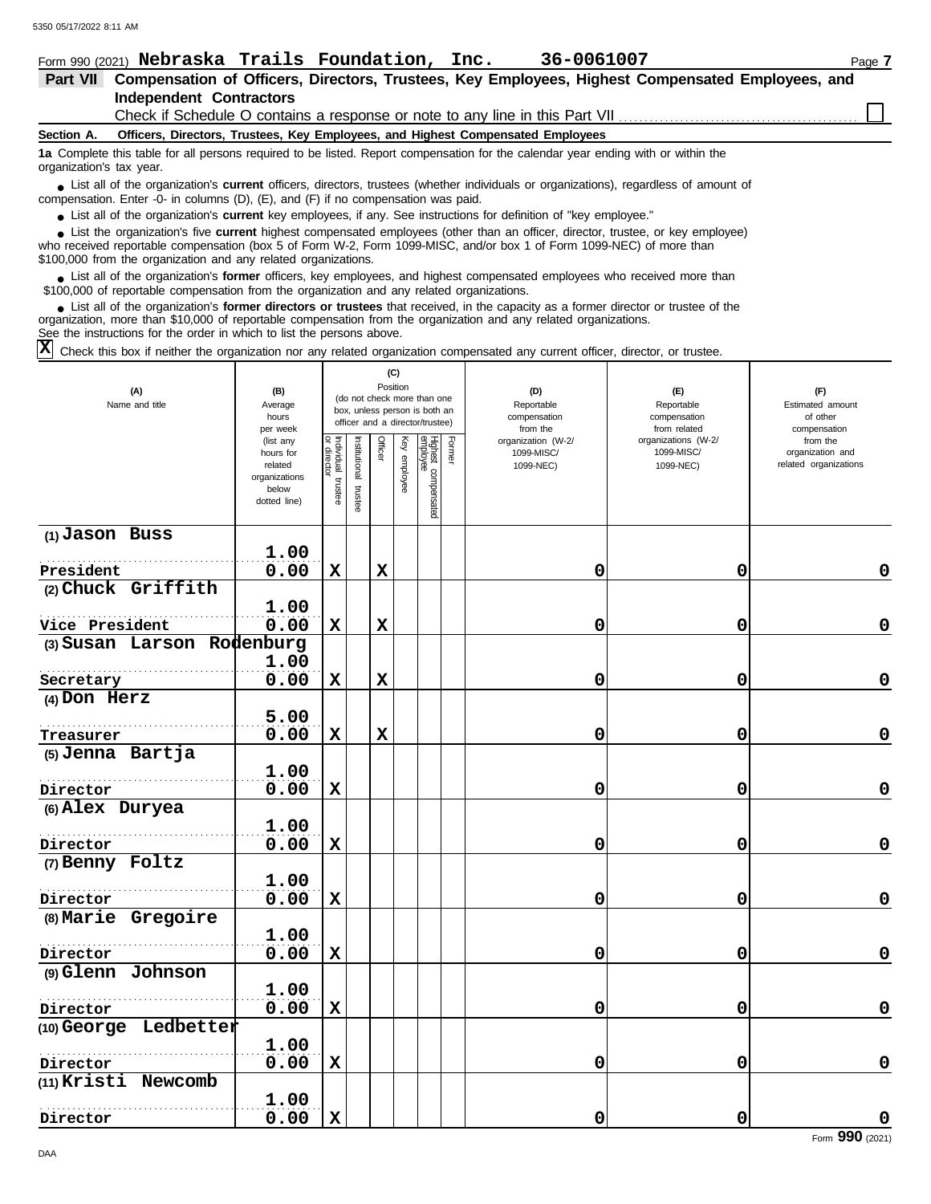Form 990 (2021) **Nebraska Trails Foundation, Inc.** **36-0061007** Page **7**

## Part VII Compensation of Officers, Directors, Trustees, Key Employees, Highest Compensated Employees, and Independent Contractors

Check if Schedule O contains a response or note to any line in this Part VII ☐

### Section A. Officers, Directors, Trustees, Key Employees, and Highest Compensated Employees

**1a** Complete this table for all persons required to be listed. Report compensation for the calendar year ending with or within the organization's tax year.

- List all of the organization's **current** officers, directors, trustees (whether individuals or organizations), regardless of amount of compensation. Enter -0- in columns (D), (E), and (F) if no compensation was paid.
- List all of the organization's **current** key employees, if any. See instructions for definition of "key employee."
- List the organization's five **current** highest compensated employees (other than an officer, director, trustee, or key employee) who received reportable compensation (box 5 of Form W-2, Form 1099-MISC, and/or box 1 of Form 1099-NEC) of more than $100,000 from the organization and any related organizations.
- List all of the organization's **former** officers, key employees, and highest compensated employees who received more than $100,000 of reportable compensation from the organization and any related organizations.
- List all of the organization's **former directors or trustees** that received, in the capacity as a former director or trustee of the organization, more than $10,000 of reportable compensation from the organization and any related organizations.

See the instructions for the order in which to list the persons above.

**X** Check this box if neither the organization nor any related organization compensated any current officer, director, or trustee.

| (A) Name and title | (B) Average hours per week (list any hours for related organizations below dotted line) | (C) Position (do not check more than one box, unless person is both an officer and a director/trustee) | | | | | | (D) Reportable compensation from the organization (W-2/ 1099-MISC/ 1099-NEC) | (E) Reportable compensation from related organizations (W-2/ 1099-MISC/ 1099-NEC) | (F) Estimated amount of other compensation from the organization and related organizations |
|---|---|---|---|---|---|---|---|---|---|---|
| | | Individual trustee or director | Institutional trustee | Officer | Key employee | Highest compensated employee | Former | | | |
| (1) **Jason Buss**<br>President | 1.00<br>0.00 | X | | X | | | | 0 | 0 | 0 |
| (2) **Chuck Griffith**<br>Vice President | 1.00<br>0.00 | X | | X | | | | 0 | 0 | 0 |
| (3) **Susan Larson Rodenburg**<br>Secretary | 1.00<br>0.00 | X | | X | | | | 0 | 0 | 0 |
| (4) **Don Herz**<br>Treasurer | 5.00<br>0.00 | X | | X | | | | 0 | 0 | 0 |
| (5) **Jenna Bartja**<br>Director | 1.00<br>0.00 | X | | | | | | 0 | 0 | 0 |
| (6) **Alex Duryea**<br>Director | 1.00<br>0.00 | X | | | | | | 0 | 0 | 0 |
| (7) **Benny Foltz**<br>Director | 1.00<br>0.00 | X | | | | | | 0 | 0 | 0 |
| (8) **Marie Gregoire**<br>Director | 1.00<br>0.00 | X | | | | | | 0 | 0 | 0 |
| (9) **Glenn Johnson**<br>Director | 1.00<br>0.00 | X | | | | | | 0 | 0 | 0 |
| (10) **George Ledbetter**<br>Director | 1.00<br>0.00 | X | | | | | | 0 | 0 | 0 |
| (11) **Kristi Newcomb**<br>Director | 1.00<br>0.00 | X | | | | | | 0 | 0 | 0 |

Form **990** (2021)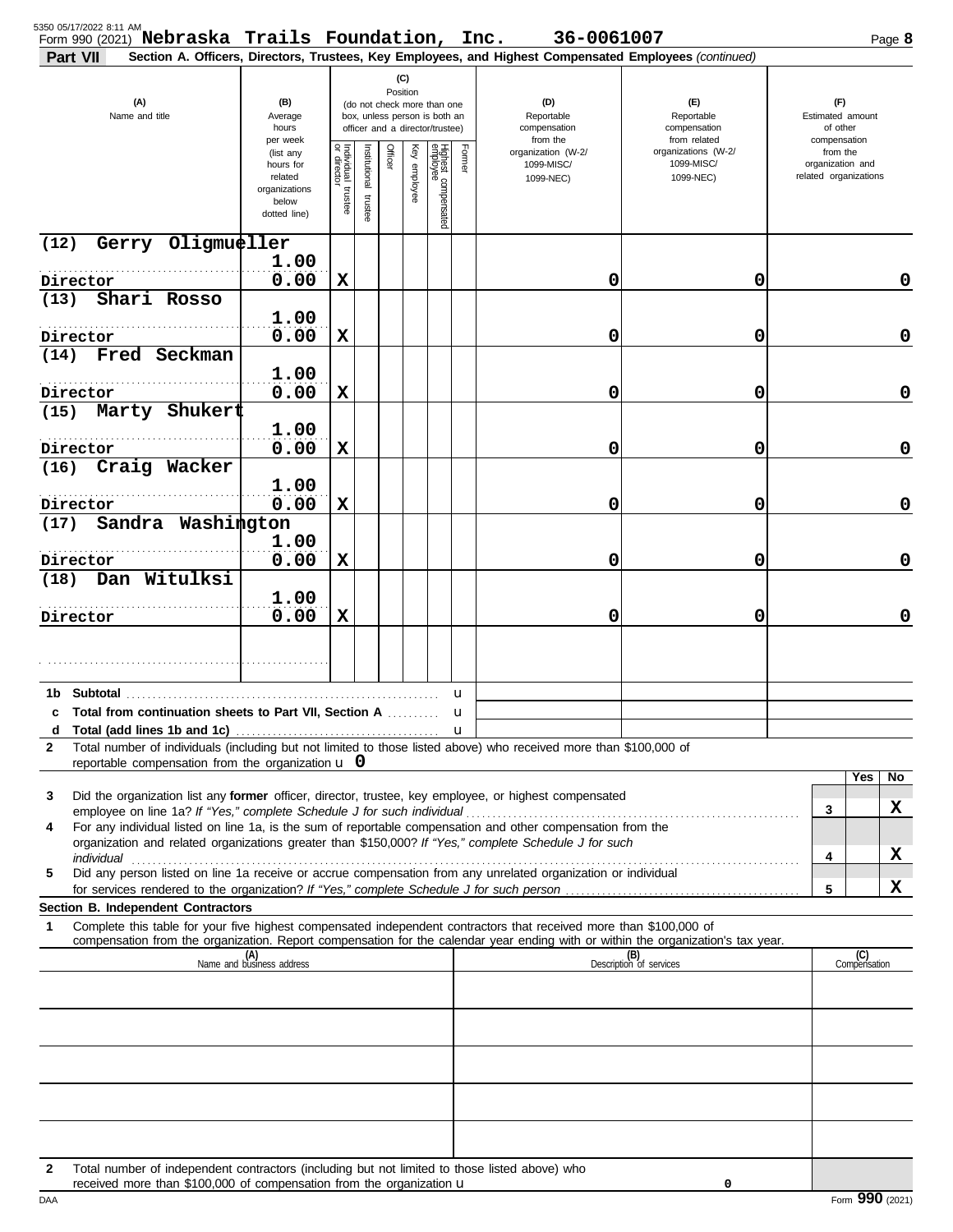Form 990 (2021) **Nebraska Trails Foundation, Inc.** **36-0061007**

**Part VII** **Section A. Officers, Directors, Trustees, Key Employees, and Highest Compensated Employees** *(continued)*

| (A) Name and title | (B) Average hours per week (list any hours for related organizations below dotted line) | (C) Position: Individual trustee or director | Institutional trustee | Officer | Key employee | Highest compensated employee | Former | (D) Reportable compensation from the organization (W-2/ 1099-MISC/ 1099-NEC) | (E) Reportable compensation from related organizations (W-2/ 1099-MISC/ 1099-NEC) | (F) Estimated amount of other compensation from the organization and related organizations |
|---|---|---|---|---|---|---|---|---|---|---|
| (12) Gerry Oligmueller<br>Director | 1.00<br>0.00 | X | | | | | | 0 | 0 | 0 |
| (13) Shari Rosso<br>Director | 1.00<br>0.00 | X | | | | | | 0 | 0 | 0 |
| (14) Fred Seckman<br>Director | 1.00<br>0.00 | X | | | | | | 0 | 0 | 0 |
| (15) Marty Shukert<br>Director | 1.00<br>0.00 | X | | | | | | 0 | 0 | 0 |
| (16) Craig Wacker<br>Director | 1.00<br>0.00 | X | | | | | | 0 | 0 | 0 |
| (17) Sandra Washington<br>Director | 1.00<br>0.00 | X | | | | | | 0 | 0 | 0 |
| (18) Dan Witulksi<br>Director | 1.00<br>0.00 | X | | | | | | 0 | 0 | 0 |
| | | | | | | | | | | |

**1b Subtotal** u

**c Total from continuation sheets to Part VII, Section A** u

**d Total (add lines 1b and 1c)** u

**2** Total number of individuals (including but not limited to those listed above) who received more than $100,000 of reportable compensation from the organization u **0**

| | | | Yes | No |
|---|---|---|---|---|
| 3 | Did the organization list any **former** officer, director, trustee, key employee, or highest compensated employee on line 1a? *If "Yes," complete Schedule J for such individual* | 3 | | X |
| 4 | For any individual listed on line 1a, is the sum of reportable compensation and other compensation from the organization and related organizations greater than $150,000? *If "Yes," complete Schedule J for such individual* | 4 | | X |
| 5 | Did any person listed on line 1a receive or accrue compensation from any unrelated organization or individual for services rendered to the organization? *If "Yes," complete Schedule J for such person* | 5 | | X |

**Section B. Independent Contractors**

**1** Complete this table for your five highest compensated independent contractors that received more than $100,000 of compensation from the organization. Report compensation for the calendar year ending with or within the organization's tax year.

| (A) Name and business address | (B) Description of services | (C) Compensation |
|---|---|---|
| | | |
| | | |
| | | |
| | | |
| | | |

**2** Total number of independent contractors (including but not limited to those listed above) who received more than $100,000 of compensation from the organization u **0**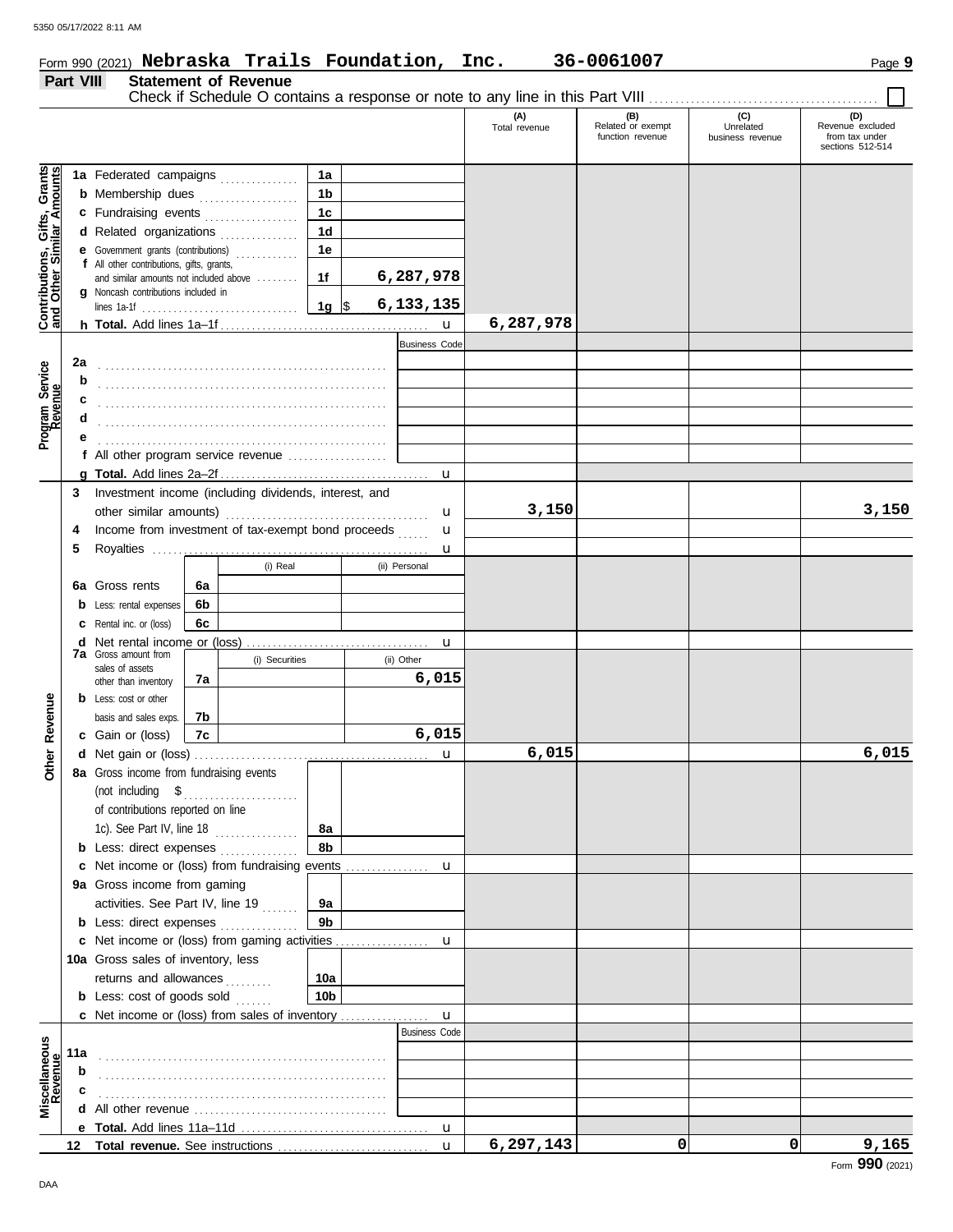Form 990 (2021) **Nebraska Trails Foundation, Inc.** **36-0061007**

## Part VIII Statement of Revenue

Check if Schedule O contains a response or note to any line in this Part VIII ☐

| | | | | (A) Total revenue | (B) Related or exempt function revenue | (C) Unrelated business revenue | (D) Revenue excluded from tax under sections 512-514 |
|---|---|---|---|---|---|---|---|
| **Contributions, Gifts, Grants and Other Similar Amounts** | 1a Federated campaigns | 1a | | | | | |
| | b Membership dues | 1b | | | | | |
| | c Fundraising events | 1c | | | | | |
| | d Related organizations | 1d | | | | | |
| | e Government grants (contributions) | 1e | | | | | |
| | f All other contributions, gifts, grants, and similar amounts not included above | 1f | 6,287,978 | | | | |
| | g Noncash contributions included in lines 1a-1f | 1g | $ 6,133,135 | | | | |
| | h **Total.** Add lines 1a–1f | | | 6,287,978 | | | |
| **Program Service Revenue** | | | Business Code | | | | |
| | 2a | | | | | | |
| | b | | | | | | |
| | c | | | | | | |
| | d | | | | | | |
| | e | | | | | | |
| | f All other program service revenue | | | | | | |
| | g **Total.** Add lines 2a–2f | | | | | | |
| **Other Revenue** | 3 Investment income (including dividends, interest, and other similar amounts) | | | 3,150 | | | 3,150 |
| | 4 Income from investment of tax-exempt bond proceeds | | | | | | |
| | 5 Royalties | | | | | | |
| | | (i) Real | (ii) Personal | | | | |
| | 6a Gross rents | 6a | | | | | |
| | b Less: rental expenses | 6b | | | | | |
| | c Rental inc. or (loss) | 6c | | | | | |
| | d Net rental income or (loss) | | | | | | |
| | | (i) Securities | (ii) Other | | | | |
| | 7a Gross amount from sales of assets other than inventory | 7a | 6,015 | | | | |
| | b Less: cost or other basis and sales exps. | 7b | | | | | |
| | c Gain or (loss) | 7c | 6,015 | | | | |
| | d Net gain or (loss) | | | 6,015 | | | 6,015 |
| | 8a Gross income from fundraising events (not including $ ........ of contributions reported on line 1c). See Part IV, line 18 | 8a | | | | | |
| | b Less: direct expenses | 8b | | | | | |
| | c Net income or (loss) from fundraising events | | | | | | |
| | 9a Gross income from gaming activities. See Part IV, line 19 | 9a | | | | | |
| | b Less: direct expenses | 9b | | | | | |
| | c Net income or (loss) from gaming activities | | | | | | |
| | 10a Gross sales of inventory, less returns and allowances | 10a | | | | | |
| | b Less: cost of goods sold | 10b | | | | | |
| | c Net income or (loss) from sales of inventory | | | | | | |
| **Miscellaneous Revenue** | | | Business Code | | | | |
| | 11a | | | | | | |
| | b | | | | | | |
| | c | | | | | | |
| | d All other revenue | | | | | | |
| | e **Total.** Add lines 11a–11d | | | | | | |
| | 12 **Total revenue.** See instructions | | | 6,297,143 | 0 | 0 | 9,165 |

Form **990** (2021)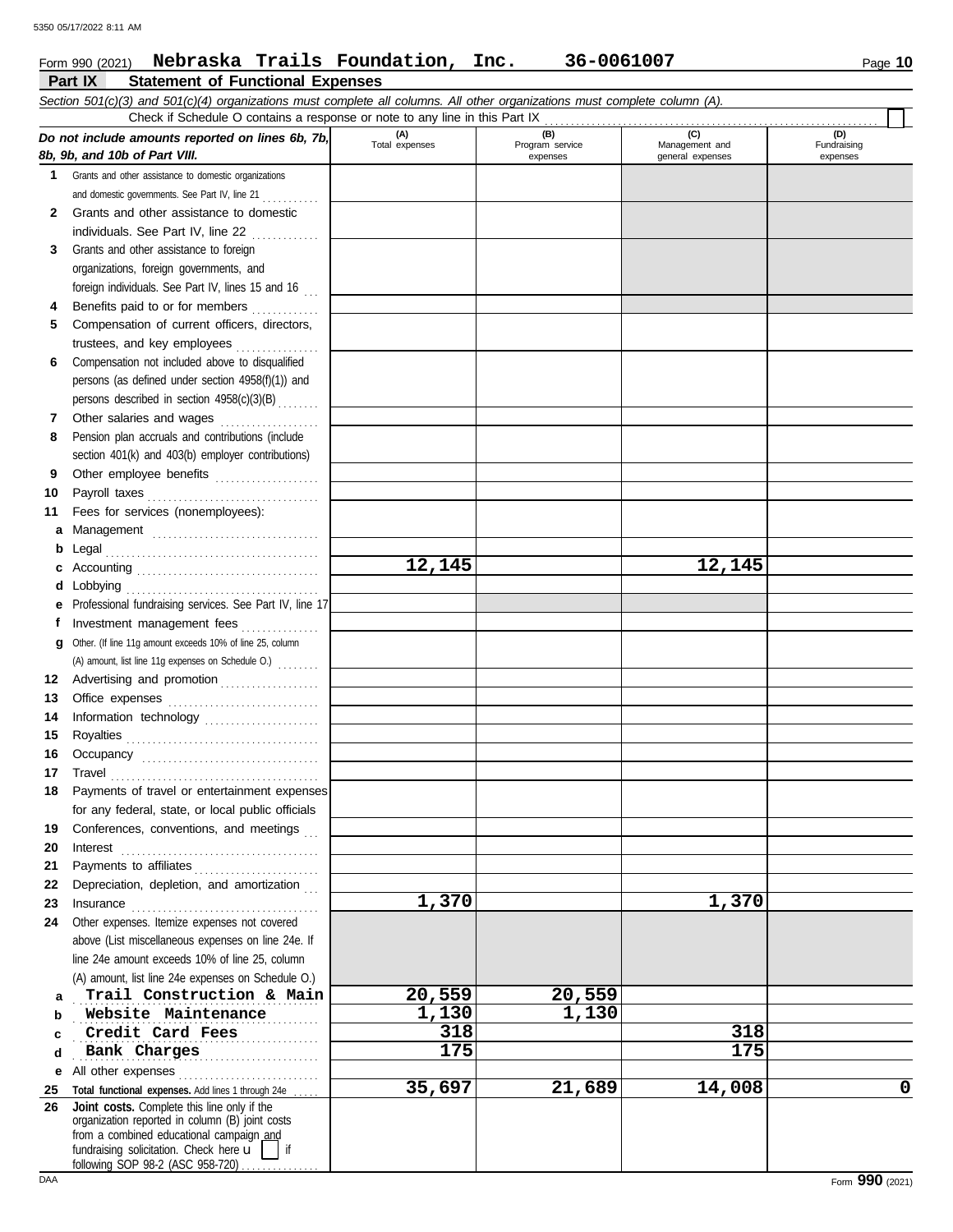Form 990 (2021) **Nebraska Trails Foundation, Inc.** **36-0061007**

**Part IX Statement of Functional Expenses**

*Section 501(c)(3) and 501(c)(4) organizations must complete all columns. All other organizations must complete column (A).*

Check if Schedule O contains a response or note to any line in this Part IX ☐

| *Do not include amounts reported on lines 6b, 7b, 8b, 9b, and 10b of Part VIII.* | (A) Total expenses | (B) Program service expenses | (C) Management and general expenses | (D) Fundraising expenses |
|---|---|---|---|---|
| **1** Grants and other assistance to domestic organizations and domestic governments. See Part IV, line 21 | | | | |
| **2** Grants and other assistance to domestic individuals. See Part IV, line 22 | | | | |
| **3** Grants and other assistance to foreign organizations, foreign governments, and foreign individuals. See Part IV, lines 15 and 16 | | | | |
| **4** Benefits paid to or for members | | | | |
| **5** Compensation of current officers, directors, trustees, and key employees | | | | |
| **6** Compensation not included above to disqualified persons (as defined under section 4958(f)(1)) and persons described in section 4958(c)(3)(B) | | | | |
| **7** Other salaries and wages | | | | |
| **8** Pension plan accruals and contributions (include section 401(k) and 403(b) employer contributions) | | | | |
| **9** Other employee benefits | | | | |
| **10** Payroll taxes | | | | |
| **11** Fees for services (nonemployees): | | | | |
| **a** Management | | | | |
| **b** Legal | | | | |
| **c** Accounting | 12,145 | | 12,145 | |
| **d** Lobbying | | | | |
| **e** Professional fundraising services. See Part IV, line 17 | | | | |
| **f** Investment management fees | | | | |
| **g** Other. (If line 11g amount exceeds 10% of line 25, column (A) amount, list line 11g expenses on Schedule O.) | | | | |
| **12** Advertising and promotion | | | | |
| **13** Office expenses | | | | |
| **14** Information technology | | | | |
| **15** Royalties | | | | |
| **16** Occupancy | | | | |
| **17** Travel | | | | |
| **18** Payments of travel or entertainment expenses for any federal, state, or local public officials | | | | |
| **19** Conferences, conventions, and meetings | | | | |
| **20** Interest | | | | |
| **21** Payments to affiliates | | | | |
| **22** Depreciation, depletion, and amortization | | | | |
| **23** Insurance | 1,370 | | 1,370 | |
| **24** Other expenses. Itemize expenses not covered above (List miscellaneous expenses on line 24e. If line 24e amount exceeds 10% of line 25, column (A) amount, list line 24e expenses on Schedule O.) | | | | |
| **a** Trail Construction & Main | 20,559 | 20,559 | | |
| **b** Website Maintenance | 1,130 | 1,130 | | |
| **c** Credit Card Fees | 318 | | 318 | |
| **d** Bank Charges | 175 | | 175 | |
| **e** All other expenses | | | | |
| **25 Total functional expenses.** Add lines 1 through 24e | 35,697 | 21,689 | 14,008 | 0 |
| **26 Joint costs.** Complete this line only if the organization reported in column (B) joint costs from a combined educational campaign and fundraising solicitation. Check here ☐ if following SOP 98-2 (ASC 958-720) | | | | |

Form **990** (2021)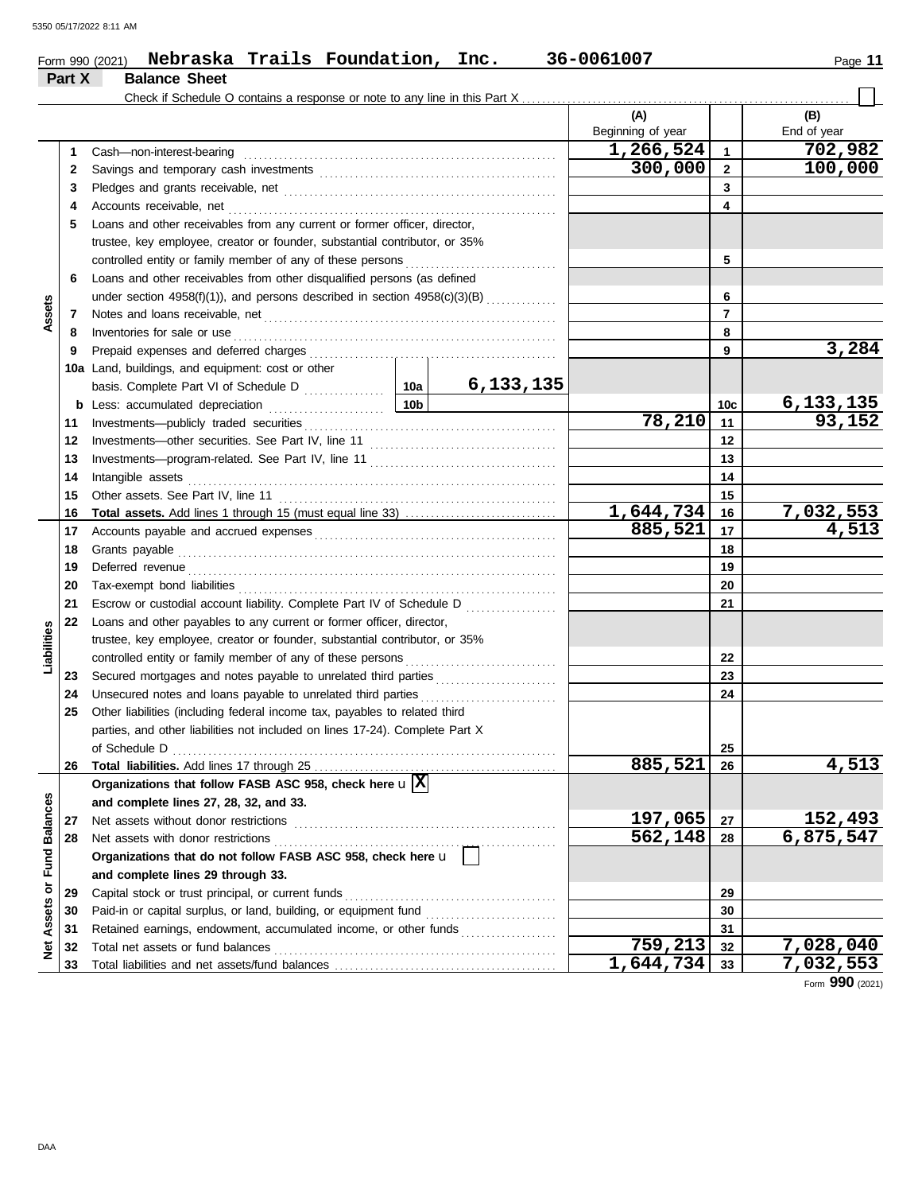Form 990 (2021) **Nebraska Trails Foundation, Inc.** 36-0061007

## Part X Balance Sheet

Check if Schedule O contains a response or note to any line in this Part X ☐

| | | | | (A) Beginning of year | | (B) End of year |
|---|---|---|---|---|---|---|
| **Assets** | 1 | Cash—non-interest-bearing | | 1,266,524 | 1 | 702,982 |
| | 2 | Savings and temporary cash investments | | 300,000 | 2 | 100,000 |
| | 3 | Pledges and grants receivable, net | | | 3 | |
| | 4 | Accounts receivable, net | | | 4 | |
| | 5 | Loans and other receivables from any current or former officer, director, trustee, key employee, creator or founder, substantial contributor, or 35% controlled entity or family member of any of these persons | | | 5 | |
| | 6 | Loans and other receivables from other disqualified persons (as defined under section 4958(f)(1)), and persons described in section 4958(c)(3)(B) | | | 6 | |
| | 7 | Notes and loans receivable, net | | | 7 | |
| | 8 | Inventories for sale or use | | | 8 | |
| | 9 | Prepaid expenses and deferred charges | | | 9 | 3,284 |
| | 10a | Land, buildings, and equipment: cost or other basis. Complete Part VI of Schedule D | 10a 6,133,135 | | | |
| | b | Less: accumulated depreciation | 10b | | 10c | 6,133,135 |
| | 11 | Investments—publicly traded securities | | 78,210 | 11 | 93,152 |
| | 12 | Investments—other securities. See Part IV, line 11 | | | 12 | |
| | 13 | Investments—program-related. See Part IV, line 11 | | | 13 | |
| | 14 | Intangible assets | | | 14 | |
| | 15 | Other assets. See Part IV, line 11 | | | 15 | |
| | 16 | **Total assets.** Add lines 1 through 15 (must equal line 33) | | 1,644,734 | 16 | 7,032,553 |
| **Liabilities** | 17 | Accounts payable and accrued expenses | | 885,521 | 17 | 4,513 |
| | 18 | Grants payable | | | 18 | |
| | 19 | Deferred revenue | | | 19 | |
| | 20 | Tax-exempt bond liabilities | | | 20 | |
| | 21 | Escrow or custodial account liability. Complete Part IV of Schedule D | | | 21 | |
| | 22 | Loans and other payables to any current or former officer, director, trustee, key employee, creator or founder, substantial contributor, or 35% controlled entity or family member of any of these persons | | | 22 | |
| | 23 | Secured mortgages and notes payable to unrelated third parties | | | 23 | |
| | 24 | Unsecured notes and loans payable to unrelated third parties | | | 24 | |
| | 25 | Other liabilities (including federal income tax, payables to related third parties, and other liabilities not included on lines 17-24). Complete Part X of Schedule D | | | 25 | |
| | 26 | **Total liabilities.** Add lines 17 through 25 | | 885,521 | 26 | 4,513 |
| **Net Assets or Fund Balances** | | **Organizations that follow FASB ASC 958, check here** ☒ **and complete lines 27, 28, 32, and 33.** | | | | |
| | 27 | Net assets without donor restrictions | | 197,065 | 27 | 152,493 |
| | 28 | Net assets with donor restrictions | | 562,148 | 28 | 6,875,547 |
| | | **Organizations that do not follow FASB ASC 958, check here** ☐ **and complete lines 29 through 33.** | | | | |
| | 29 | Capital stock or trust principal, or current funds | | | 29 | |
| | 30 | Paid-in or capital surplus, or land, building, or equipment fund | | | 30 | |
| | 31 | Retained earnings, endowment, accumulated income, or other funds | | | 31 | |
| | 32 | Total net assets or fund balances | | 759,213 | 32 | 7,028,040 |
| | 33 | Total liabilities and net assets/fund balances | | 1,644,734 | 33 | 7,032,553 |

Form **990** (2021)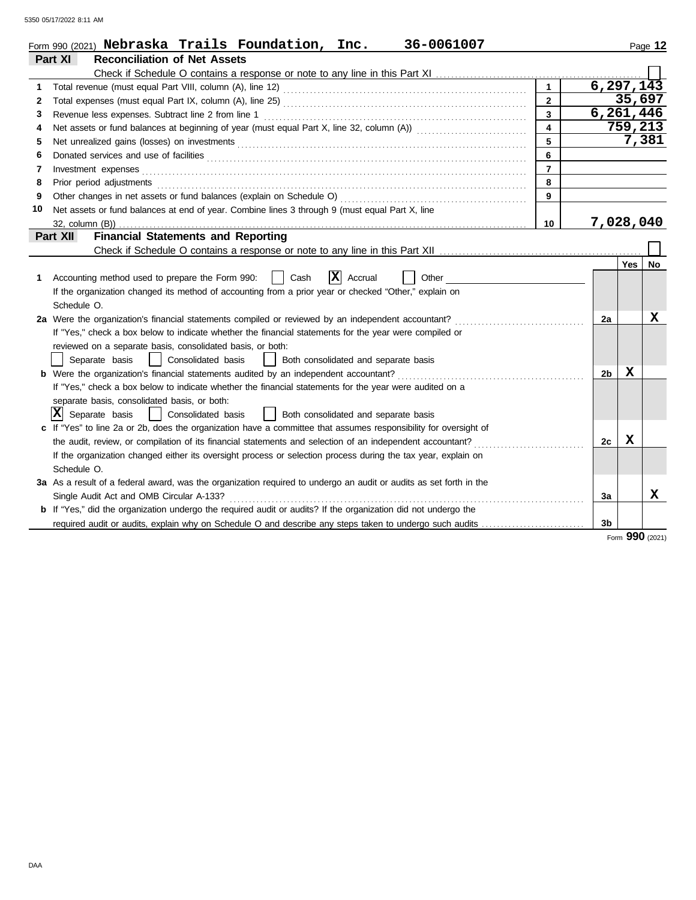Form 990 (2021) **Nebraska Trails Foundation, Inc. 36-0061007**

## Part XI Reconciliation of Net Assets

Check if Schedule O contains a response or note to any line in this Part XI ☐

| | | | |
|---|---|---|---|
| 1 | Total revenue (must equal Part VIII, column (A), line 12) | 1 | 6,297,143 |
| 2 | Total expenses (must equal Part IX, column (A), line 25) | 2 | 35,697 |
| 3 | Revenue less expenses. Subtract line 2 from line 1 | 3 | 6,261,446 |
| 4 | Net assets or fund balances at beginning of year (must equal Part X, line 32, column (A)) | 4 | 759,213 |
| 5 | Net unrealized gains (losses) on investments | 5 | 7,381 |
| 6 | Donated services and use of facilities | 6 | |
| 7 | Investment expenses | 7 | |
| 8 | Prior period adjustments | 8 | |
| 9 | Other changes in net assets or fund balances (explain on Schedule O) | 9 | |
| 10 | Net assets or fund balances at end of year. Combine lines 3 through 9 (must equal Part X, line 32, column (B)) | 10 | 7,028,040 |

## Part XII Financial Statements and Reporting

Check if Schedule O contains a response or note to any line in this Part XII ☐

| | | | Yes | No |
|---|---|---|---|---|
| 1 | Accounting method used to prepare the Form 990: ☐ Cash ☒ Accrual ☐ Other<br>If the organization changed its method of accounting from a prior year or checked "Other," explain on Schedule O. | | | |
| 2a | Were the organization's financial statements compiled or reviewed by an independent accountant?<br>If "Yes," check a box below to indicate whether the financial statements for the year were compiled or reviewed on a separate basis, consolidated basis, or both:<br>☐ Separate basis ☐ Consolidated basis ☐ Both consolidated and separate basis | 2a | | X |
| b | Were the organization's financial statements audited by an independent accountant?<br>If "Yes," check a box below to indicate whether the financial statements for the year were audited on a separate basis, consolidated basis, or both:<br>☒ Separate basis ☐ Consolidated basis ☐ Both consolidated and separate basis | 2b | X | |
| c | If "Yes" to line 2a or 2b, does the organization have a committee that assumes responsibility for oversight of the audit, review, or compilation of its financial statements and selection of an independent accountant?<br>If the organization changed either its oversight process or selection process during the tax year, explain on Schedule O. | 2c | X | |
| 3a | As a result of a federal award, was the organization required to undergo an audit or audits as set forth in the Single Audit Act and OMB Circular A-133? | 3a | | X |
| b | If "Yes," did the organization undergo the required audit or audits? If the organization did not undergo the required audit or audits, explain why on Schedule O and describe any steps taken to undergo such audits | 3b | | |

Form **990** (2021)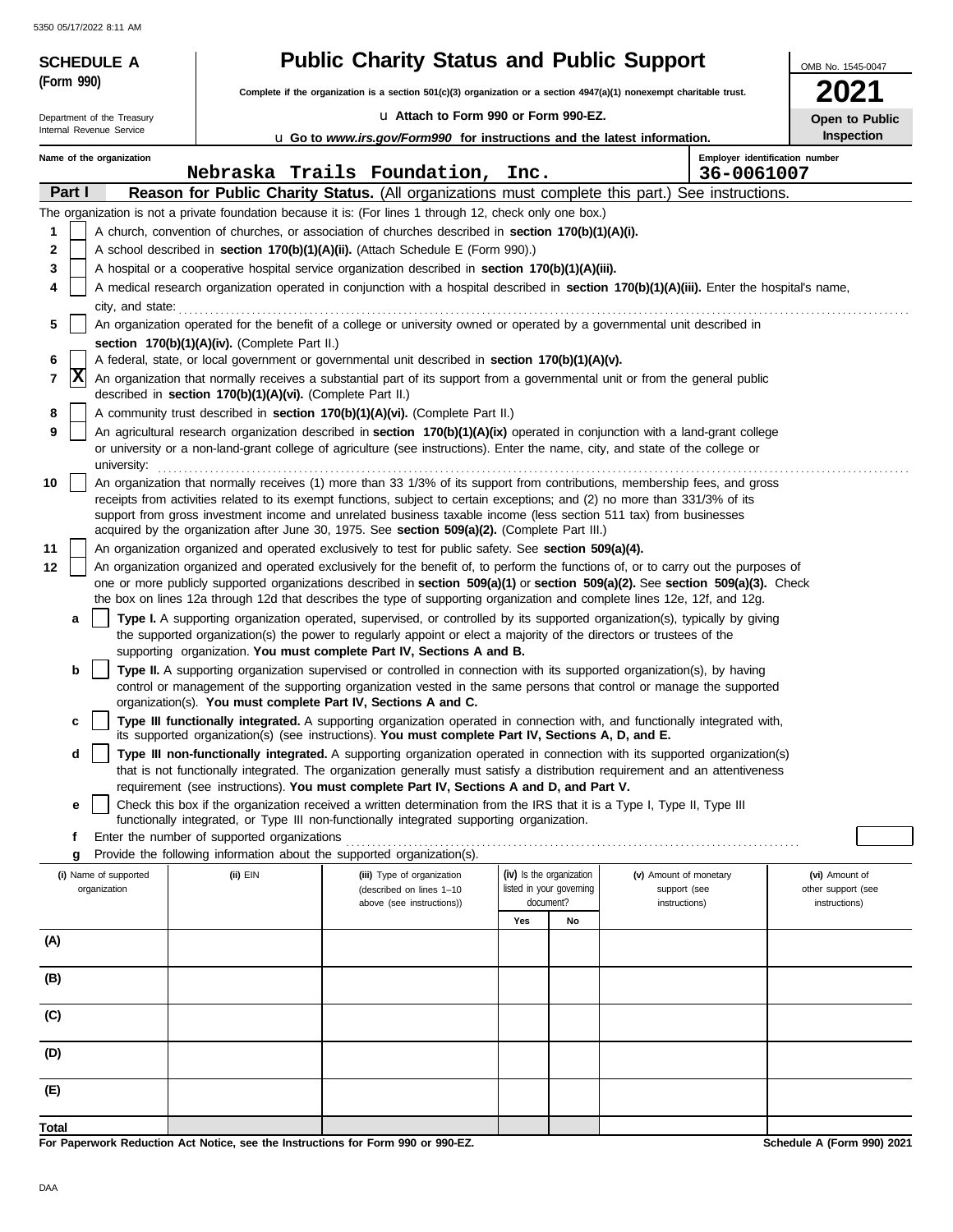**SCHEDULE A (Form 990)**

Department of the Treasury
Internal Revenue Service

# Public Charity Status and Public Support

**Complete if the organization is a section 501(c)(3) organization or a section 4947(a)(1) nonexempt charitable trust.**

u Attach to Form 990 or Form 990-EZ.

u Go to *www.irs.gov/Form990* for instructions and the latest information.

OMB No. 1545-0047

**2021**

**Open to Public Inspection**

Name of the organization: Nebraska Trails Foundation, Inc.

Employer identification number: 36-0061007

## Part I — Reason for Public Charity Status. (All organizations must complete this part.) See instructions.

The organization is not a private foundation because it is: (For lines 1 through 12, check only one box.)

1. [ ] A church, convention of churches, or association of churches described in **section 170(b)(1)(A)(i).**
2. [ ] A school described in **section 170(b)(1)(A)(ii).** (Attach Schedule E (Form 990).)
3. [ ] A hospital or a cooperative hospital service organization described in **section 170(b)(1)(A)(iii).**
4. [ ] A medical research organization operated in conjunction with a hospital described in **section 170(b)(1)(A)(iii).** Enter the hospital's name, city, and state:
5. [ ] An organization operated for the benefit of a college or university owned or operated by a governmental unit described in **section 170(b)(1)(A)(iv).** (Complete Part II.)
6. [ ] A federal, state, or local government or governmental unit described in **section 170(b)(1)(A)(v).**
7. [X] An organization that normally receives a substantial part of its support from a governmental unit or from the general public described in **section 170(b)(1)(A)(vi).** (Complete Part II.)
8. [ ] A community trust described in **section 170(b)(1)(A)(vi).** (Complete Part II.)
9. [ ] An agricultural research organization described in **section 170(b)(1)(A)(ix)** operated in conjunction with a land-grant college or university or a non-land-grant college of agriculture (see instructions). Enter the name, city, and state of the college or university:
10. [ ] An organization that normally receives (1) more than 33 1/3% of its support from contributions, membership fees, and gross receipts from activities related to its exempt functions, subject to certain exceptions; and (2) no more than 331/3% of its support from gross investment income and unrelated business taxable income (less section 511 tax) from businesses acquired by the organization after June 30, 1975. See **section 509(a)(2).** (Complete Part III.)
11. [ ] An organization organized and operated exclusively to test for public safety. See **section 509(a)(4).**
12. [ ] An organization organized and operated exclusively for the benefit of, to perform the functions of, or to carry out the purposes of one or more publicly supported organizations described in **section 509(a)(1)** or **section 509(a)(2).** See **section 509(a)(3).** Check the box on lines 12a through 12d that describes the type of supporting organization and complete lines 12e, 12f, and 12g.
   - **a** [ ] **Type I.** A supporting organization operated, supervised, or controlled by its supported organization(s), typically by giving the supported organization(s) the power to regularly appoint or elect a majority of the directors or trustees of the supporting organization. **You must complete Part IV, Sections A and B.**
   - **b** [ ] **Type II.** A supporting organization supervised or controlled in connection with its supported organization(s), by having control or management of the supporting organization vested in the same persons that control or manage the supported organization(s). **You must complete Part IV, Sections A and C.**
   - **c** [ ] **Type III functionally integrated.** A supporting organization operated in connection with, and functionally integrated with, its supported organization(s) (see instructions). **You must complete Part IV, Sections A, D, and E.**
   - **d** [ ] **Type III non-functionally integrated.** A supporting organization operated in connection with its supported organization(s) that is not functionally integrated. The organization generally must satisfy a distribution requirement and an attentiveness requirement (see instructions). **You must complete Part IV, Sections A and D, and Part V.**
   - **e** [ ] Check this box if the organization received a written determination from the IRS that it is a Type I, Type II, Type III functionally integrated, or Type III non-functionally integrated supporting organization.
   - **f** Enter the number of supported organizations
   - **g** Provide the following information about the supported organization(s).

| (i) Name of supported organization | (ii) EIN | (iii) Type of organization (described on lines 1–10 above (see instructions)) | (iv) Is the organization listed in your governing document? Yes | No | (v) Amount of monetary support (see instructions) | (vi) Amount of other support (see instructions) |
|---|---|---|---|---|---|---|
| (A) | | | | | | |
| (B) | | | | | | |
| (C) | | | | | | |
| (D) | | | | | | |
| (E) | | | | | | |
| **Total** | | | | | | |

**For Paperwork Reduction Act Notice, see the Instructions for Form 990 or 990-EZ.**

**Schedule A (Form 990) 2021**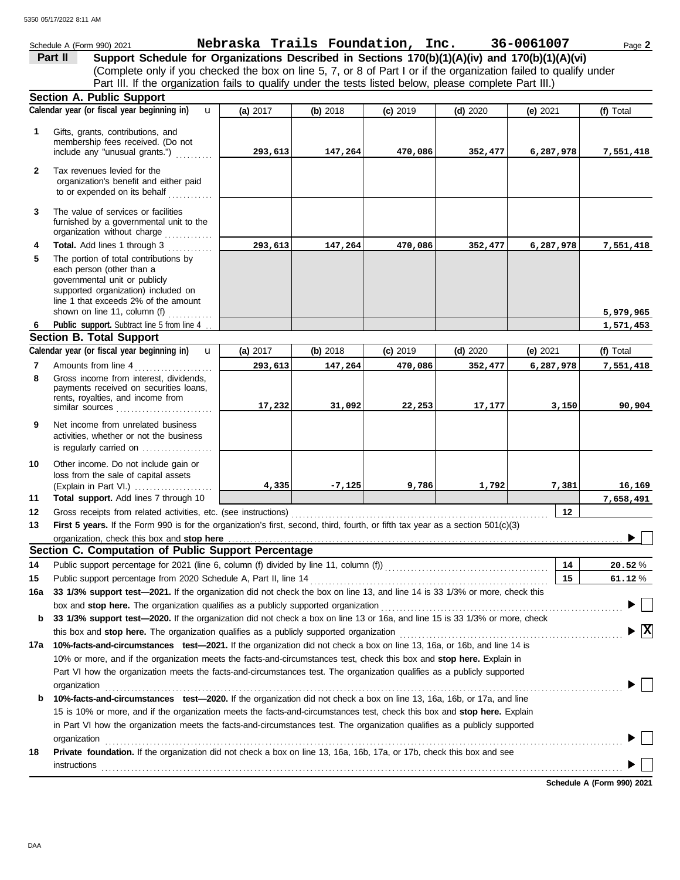Schedule A (Form 990) 2021 **Nebraska Trails Foundation, Inc. 36-0061007**

## Part II — Support Schedule for Organizations Described in Sections 170(b)(1)(A)(iv) and 170(b)(1)(A)(vi)

(Complete only if you checked the box on line 5, 7, or 8 of Part I or if the organization failed to qualify under Part III. If the organization fails to qualify under the tests listed below, please complete Part III.)

### Section A. Public Support

| | Calendar year (or fiscal year beginning in) | (a) 2017 | (b) 2018 | (c) 2019 | (d) 2020 | (e) 2021 | (f) Total |
|---|---|---|---|---|---|---|---|
| 1 | Gifts, grants, contributions, and membership fees received. (Do not include any "unusual grants.") | 293,613 | 147,264 | 470,086 | 352,477 | 6,287,978 | 7,551,418 |
| 2 | Tax revenues levied for the organization's benefit and either paid to or expended on its behalf | | | | | | |
| 3 | The value of services or facilities furnished by a governmental unit to the organization without charge | | | | | | |
| 4 | **Total.** Add lines 1 through 3 | 293,613 | 147,264 | 470,086 | 352,477 | 6,287,978 | 7,551,418 |
| 5 | The portion of total contributions by each person (other than a governmental unit or publicly supported organization) included on line 1 that exceeds 2% of the amount shown on line 11, column (f) | | | | | | 5,979,965 |
| 6 | **Public support.** Subtract line 5 from line 4 | | | | | | 1,571,453 |

### Section B. Total Support

| | Calendar year (or fiscal year beginning in) | (a) 2017 | (b) 2018 | (c) 2019 | (d) 2020 | (e) 2021 | (f) Total |
|---|---|---|---|---|---|---|---|
| 7 | Amounts from line 4 | 293,613 | 147,264 | 470,086 | 352,477 | 6,287,978 | 7,551,418 |
| 8 | Gross income from interest, dividends, payments received on securities loans, rents, royalties, and income from similar sources | 17,232 | 31,092 | 22,253 | 17,177 | 3,150 | 90,904 |
| 9 | Net income from unrelated business activities, whether or not the business is regularly carried on | | | | | | |
| 10 | Other income. Do not include gain or loss from the sale of capital assets (Explain in Part VI.) | 4,335 | -7,125 | 9,786 | 1,792 | 7,381 | 16,169 |
| 11 | **Total support.** Add lines 7 through 10 | | | | | | 7,658,491 |

12 Gross receipts from related activities, etc. (see instructions) — 12

13 **First 5 years.** If the Form 990 is for the organization's first, second, third, fourth, or fifth tax year as a section 501(c)(3) organization, check this box and **stop here** ☐

### Section C. Computation of Public Support Percentage

14 Public support percentage for 2021 (line 6, column (f) divided by line 11, column (f)) — 14 — **20.52** %

15 Public support percentage from 2020 Schedule A, Part II, line 14 — 15 — **61.12** %

16a **33 1/3% support test—2021.** If the organization did not check the box on line 13, and line 14 is 33 1/3% or more, check this box and **stop here.** The organization qualifies as a publicly supported organization ☐

b **33 1/3% support test—2020.** If the organization did not check a box on line 13 or 16a, and line 15 is 33 1/3% or more, check this box and **stop here.** The organization qualifies as a publicly supported organization ☒

17a **10%-facts-and-circumstances test—2021.** If the organization did not check a box on line 13, 16a, or 16b, and line 14 is 10% or more, and if the organization meets the facts-and-circumstances test, check this box and **stop here.** Explain in Part VI how the organization meets the facts-and-circumstances test. The organization qualifies as a publicly supported organization ☐

b **10%-facts-and-circumstances test—2020.** If the organization did not check a box on line 13, 16a, 16b, or 17a, and line 15 is 10% or more, and if the organization meets the facts-and-circumstances test, check this box and **stop here.** Explain in Part VI how the organization meets the facts-and-circumstances test. The organization qualifies as a publicly supported organization ☐

18 **Private foundation.** If the organization did not check a box on line 13, 16a, 16b, 17a, or 17b, check this box and see instructions ☐

**Schedule A (Form 990) 2021**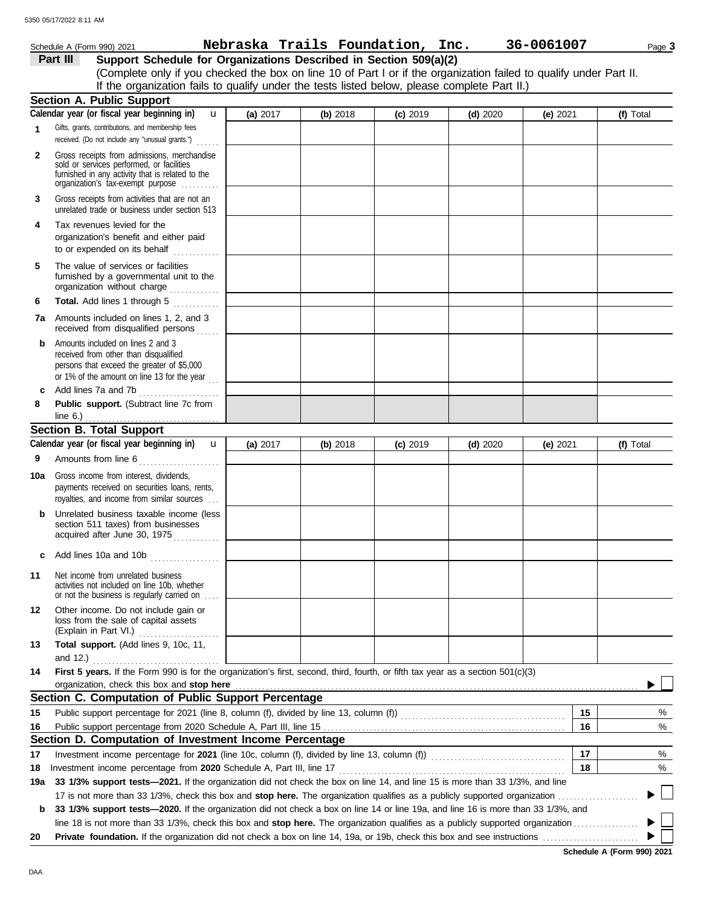Schedule A (Form 990) 2021 **Nebraska Trails Foundation, Inc.** **36-0061007** Page **3**

## Part III Support Schedule for Organizations Described in Section 509(a)(2)

(Complete only if you checked the box on line 10 of Part I or if the organization failed to qualify under Part II. If the organization fails to qualify under the tests listed below, please complete Part II.)

### Section A. Public Support

| Calendar year (or fiscal year beginning in) | (a) 2017 | (b) 2018 | (c) 2019 | (d) 2020 | (e) 2021 | (f) Total |
|---|---|---|---|---|---|---|
| **1** Gifts, grants, contributions, and membership fees received. (Do not include any "unusual grants.") | | | | | | |
| **2** Gross receipts from admissions, merchandise sold or services performed, or facilities furnished in any activity that is related to the organization's tax-exempt purpose | | | | | | |
| **3** Gross receipts from activities that are not an unrelated trade or business under section 513 | | | | | | |
| **4** Tax revenues levied for the organization's benefit and either paid to or expended on its behalf | | | | | | |
| **5** The value of services or facilities furnished by a governmental unit to the organization without charge | | | | | | |
| **6** **Total.** Add lines 1 through 5 | | | | | | |
| **7a** Amounts included on lines 1, 2, and 3 received from disqualified persons | | | | | | |
| **b** Amounts included on lines 2 and 3 received from other than disqualified persons that exceed the greater of $5,000 or 1% of the amount on line 13 for the year | | | | | | |
| **c** Add lines 7a and 7b | | | | | | |
| **8** **Public support.** (Subtract line 7c from line 6.) | | | | | | |

### Section B. Total Support

| Calendar year (or fiscal year beginning in) | (a) 2017 | (b) 2018 | (c) 2019 | (d) 2020 | (e) 2021 | (f) Total |
|---|---|---|---|---|---|---|
| **9** Amounts from line 6 | | | | | | |
| **10a** Gross income from interest, dividends, payments received on securities loans, rents, royalties, and income from similar sources | | | | | | |
| **b** Unrelated business taxable income (less section 511 taxes) from businesses acquired after June 30, 1975 | | | | | | |
| **c** Add lines 10a and 10b | | | | | | |
| **11** Net income from unrelated business activities not included on line 10b, whether or not the business is regularly carried on | | | | | | |
| **12** Other income. Do not include gain or loss from the sale of capital assets (Explain in Part VI.) | | | | | | |
| **13** **Total support.** (Add lines 9, 10c, 11, and 12.) | | | | | | |

**14** **First 5 years.** If the Form 990 is for the organization's first, second, third, fourth, or fifth tax year as a section 501(c)(3) organization, check this box and **stop here** ☐

### Section C. Computation of Public Support Percentage

| | | | |
|---|---|---|---|
| **15** | Public support percentage for 2021 (line 8, column (f), divided by line 13, column (f)) | 15 | % |
| **16** | Public support percentage from 2020 Schedule A, Part III, line 15 | 16 | % |

### Section D. Computation of Investment Income Percentage

| | | | |
|---|---|---|---|
| **17** | Investment income percentage for **2021** (line 10c, column (f), divided by line 13, column (f)) | 17 | % |
| **18** | Investment income percentage from **2020** Schedule A, Part III, line 17 | 18 | % |

**19a** **33 1/3% support tests—2021.** If the organization did not check the box on line 14, and line 15 is more than 33 1/3%, and line 17 is not more than 33 1/3%, check this box and **stop here.** The organization qualifies as a publicly supported organization ☐

**b** **33 1/3% support tests—2020.** If the organization did not check a box on line 14 or line 19a, and line 16 is more than 33 1/3%, and line 18 is not more than 33 1/3%, check this box and **stop here.** The organization qualifies as a publicly supported organization ☐

**20** **Private foundation.** If the organization did not check a box on line 14, 19a, or 19b, check this box and see instructions ☐

**Schedule A (Form 990) 2021**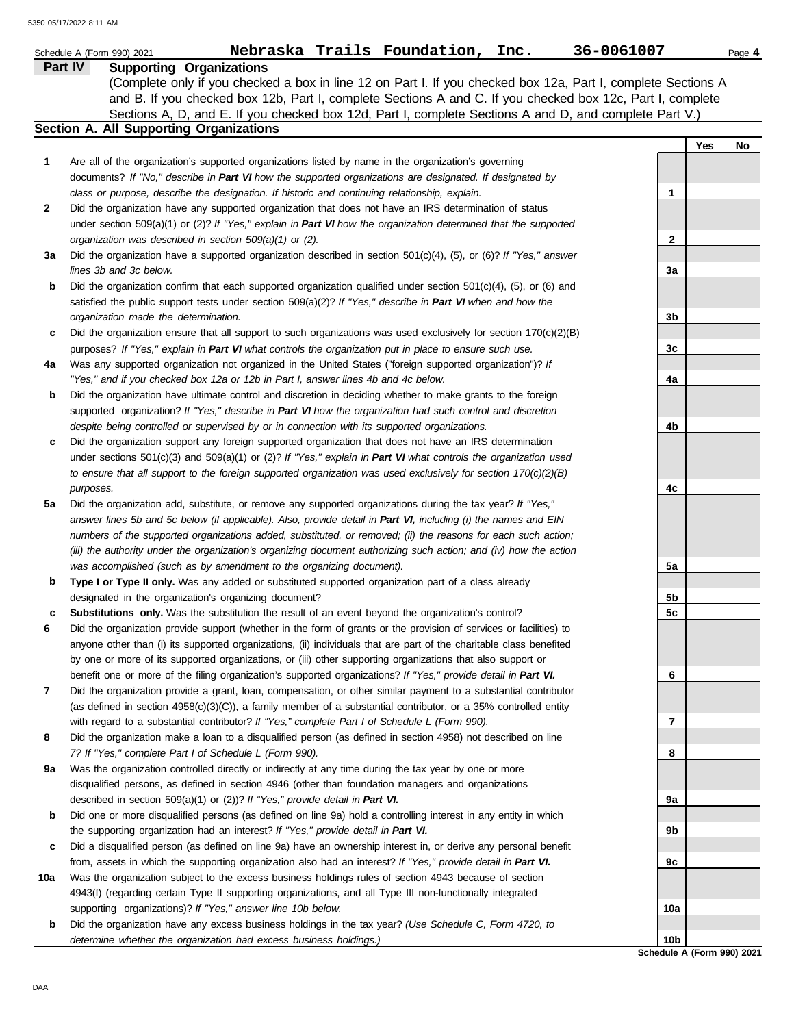Schedule A (Form 990) 2021 **Nebraska Trails Foundation, Inc. 36-0061007**

## Part IV Supporting Organizations

(Complete only if you checked a box in line 12 on Part I. If you checked box 12a, Part I, complete Sections A and B. If you checked box 12b, Part I, complete Sections A and C. If you checked box 12c, Part I, complete Sections A, D, and E. If you checked box 12d, Part I, complete Sections A and D, and complete Part V.)

### Section A. All Supporting Organizations

| | | | Yes | No |
|---|---|---|---|---|
| **1** | Are all of the organization's supported organizations listed by name in the organization's governing documents? *If "No," describe in **Part VI** how the supported organizations are designated. If designated by class or purpose, describe the designation. If historic and continuing relationship, explain.* | 1 | | |
| **2** | Did the organization have any supported organization that does not have an IRS determination of status under section 509(a)(1) or (2)? *If "Yes," explain in **Part VI** how the organization determined that the supported organization was described in section 509(a)(1) or (2).* | 2 | | |
| **3a** | Did the organization have a supported organization described in section 501(c)(4), (5), or (6)? *If "Yes," answer lines 3b and 3c below.* | 3a | | |
| **b** | Did the organization confirm that each supported organization qualified under section 501(c)(4), (5), or (6) and satisfied the public support tests under section 509(a)(2)? *If "Yes," describe in **Part VI** when and how the organization made the determination.* | 3b | | |
| **c** | Did the organization ensure that all support to such organizations was used exclusively for section 170(c)(2)(B) purposes? *If "Yes," explain in **Part VI** what controls the organization put in place to ensure such use.* | 3c | | |
| **4a** | Was any supported organization not organized in the United States ("foreign supported organization")? *If "Yes," and if you checked box 12a or 12b in Part I, answer lines 4b and 4c below.* | 4a | | |
| **b** | Did the organization have ultimate control and discretion in deciding whether to make grants to the foreign supported organization? *If "Yes," describe in **Part VI** how the organization had such control and discretion despite being controlled or supervised by or in connection with its supported organizations.* | 4b | | |
| **c** | Did the organization support any foreign supported organization that does not have an IRS determination under sections 501(c)(3) and 509(a)(1) or (2)? *If "Yes," explain in **Part VI** what controls the organization used to ensure that all support to the foreign supported organization was used exclusively for section 170(c)(2)(B) purposes.* | 4c | | |
| **5a** | Did the organization add, substitute, or remove any supported organizations during the tax year? *If "Yes," answer lines 5b and 5c below (if applicable). Also, provide detail in **Part VI,** including (i) the names and EIN numbers of the supported organizations added, substituted, or removed; (ii) the reasons for each such action; (iii) the authority under the organization's organizing document authorizing such action; and (iv) how the action was accomplished (such as by amendment to the organizing document).* | 5a | | |
| **b** | **Type I or Type II only.** Was any added or substituted supported organization part of a class already designated in the organization's organizing document? | 5b | | |
| **c** | **Substitutions only.** Was the substitution the result of an event beyond the organization's control? | 5c | | |
| **6** | Did the organization provide support (whether in the form of grants or the provision of services or facilities) to anyone other than (i) its supported organizations, (ii) individuals that are part of the charitable class benefited by one or more of its supported organizations, or (iii) other supporting organizations that also support or benefit one or more of the filing organization's supported organizations? *If "Yes," provide detail in **Part VI.*** | 6 | | |
| **7** | Did the organization provide a grant, loan, compensation, or other similar payment to a substantial contributor (as defined in section 4958(c)(3)(C)), a family member of a substantial contributor, or a 35% controlled entity with regard to a substantial contributor? *If "Yes," complete Part I of Schedule L (Form 990).* | 7 | | |
| **8** | Did the organization make a loan to a disqualified person (as defined in section 4958) not described on line 7? *If "Yes," complete Part I of Schedule L (Form 990).* | 8 | | |
| **9a** | Was the organization controlled directly or indirectly at any time during the tax year by one or more disqualified persons, as defined in section 4946 (other than foundation managers and organizations described in section 509(a)(1) or (2))? *If "Yes," provide detail in **Part VI.*** | 9a | | |
| **b** | Did one or more disqualified persons (as defined on line 9a) hold a controlling interest in any entity in which the supporting organization had an interest? *If "Yes," provide detail in **Part VI.*** | 9b | | |
| **c** | Did a disqualified person (as defined on line 9a) have an ownership interest in, or derive any personal benefit from, assets in which the supporting organization also had an interest? *If "Yes," provide detail in **Part VI.*** | 9c | | |
| **10a** | Was the organization subject to the excess business holdings rules of section 4943 because of section 4943(f) (regarding certain Type II supporting organizations, and all Type III non-functionally integrated supporting organizations)? *If "Yes," answer line 10b below.* | 10a | | |
| **b** | Did the organization have any excess business holdings in the tax year? *(Use Schedule C, Form 4720, to determine whether the organization had excess business holdings.)* | 10b | | |

**Schedule A (Form 990) 2021**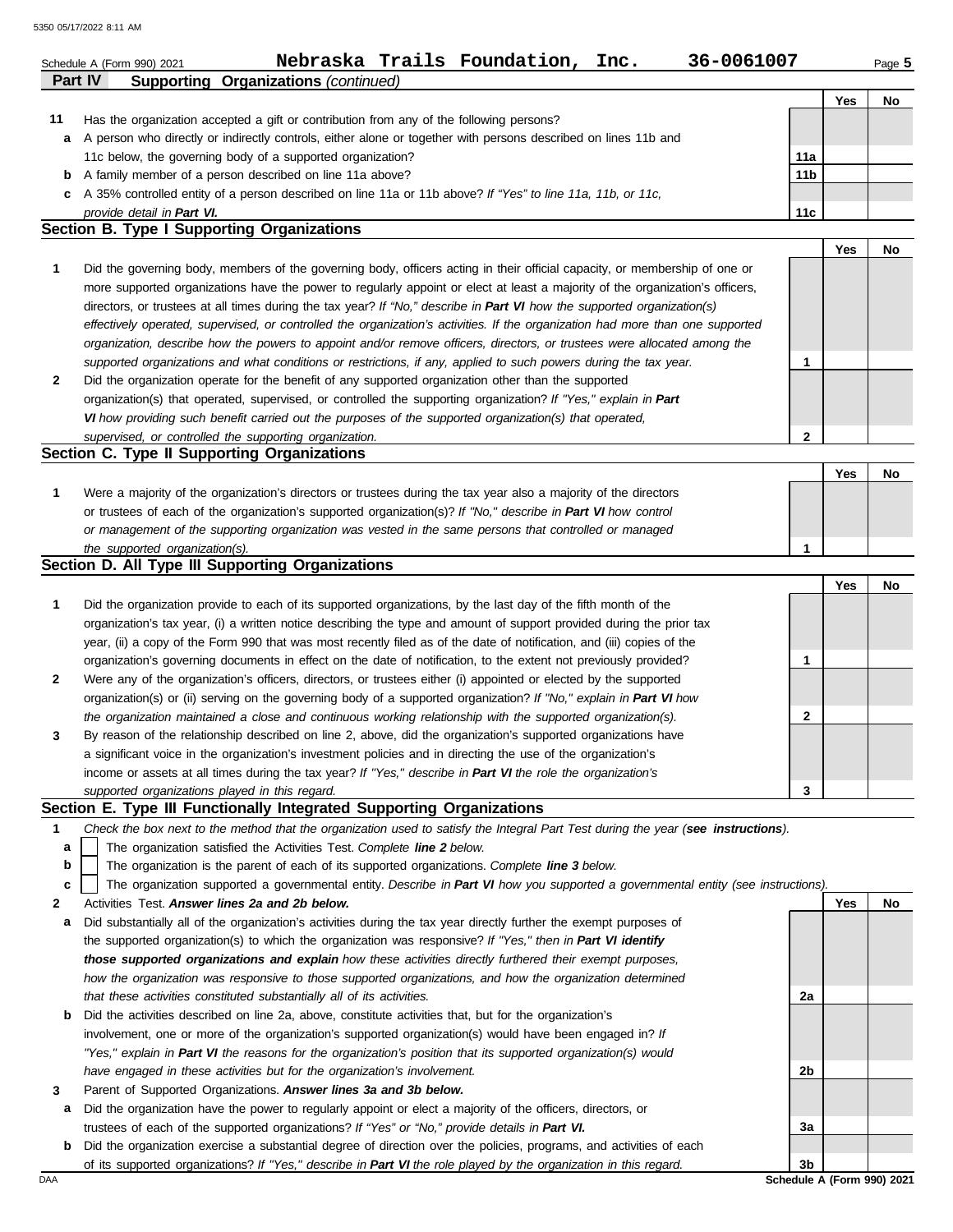Schedule A (Form 990) 2021 **Nebraska Trails Foundation, Inc. 36-0061007** Page **5**

## Part IV Supporting Organizations *(continued)*

| | | | Yes | No |
|---|---|---|---|---|
| **11** | Has the organization accepted a gift or contribution from any of the following persons? | | | |
| **a** | A person who directly or indirectly controls, either alone or together with persons described on lines 11b and 11c below, the governing body of a supported organization? | **11a** | | |
| **b** | A family member of a person described on line 11a above? | **11b** | | |
| **c** | A 35% controlled entity of a person described on line 11a or 11b above? *If "Yes" to line 11a, 11b, or 11c, provide detail in* ***Part VI.*** | **11c** | | |

### Section B. Type I Supporting Organizations

| | | | Yes | No |
|---|---|---|---|---|
| **1** | Did the governing body, members of the governing body, officers acting in their official capacity, or membership of one or more supported organizations have the power to regularly appoint or elect at least a majority of the organization's officers, directors, or trustees at all times during the tax year? *If "No," describe in* ***Part VI*** *how the supported organization(s) effectively operated, supervised, or controlled the organization's activities. If the organization had more than one supported organization, describe how the powers to appoint and/or remove officers, directors, or trustees were allocated among the supported organizations and what conditions or restrictions, if any, applied to such powers during the tax year.* | **1** | | |
| **2** | Did the organization operate for the benefit of any supported organization other than the supported organization(s) that operated, supervised, or controlled the supporting organization? *If "Yes," explain in* ***Part VI*** *how providing such benefit carried out the purposes of the supported organization(s) that operated, supervised, or controlled the supporting organization.* | **2** | | |

### Section C. Type II Supporting Organizations

| | | | Yes | No |
|---|---|---|---|---|
| **1** | Were a majority of the organization's directors or trustees during the tax year also a majority of the directors or trustees of each of the organization's supported organization(s)? *If "No," describe in* ***Part VI*** *how control or management of the supporting organization was vested in the same persons that controlled or managed the supported organization(s).* | **1** | | |

### Section D. All Type III Supporting Organizations

| | | | Yes | No |
|---|---|---|---|---|
| **1** | Did the organization provide to each of its supported organizations, by the last day of the fifth month of the organization's tax year, (i) a written notice describing the type and amount of support provided during the prior tax year, (ii) a copy of the Form 990 that was most recently filed as of the date of notification, and (iii) copies of the organization's governing documents in effect on the date of notification, to the extent not previously provided? | **1** | | |
| **2** | Were any of the organization's officers, directors, or trustees either (i) appointed or elected by the supported organization(s) or (ii) serving on the governing body of a supported organization? *If "No," explain in* ***Part VI*** *how the organization maintained a close and continuous working relationship with the supported organization(s).* | **2** | | |
| **3** | By reason of the relationship described on line 2, above, did the organization's supported organizations have a significant voice in the organization's investment policies and in directing the use of the organization's income or assets at all times during the tax year? *If "Yes," describe in* ***Part VI*** *the role the organization's supported organizations played in this regard.* | **3** | | |

### Section E. Type III Functionally Integrated Supporting Organizations

**1** *Check the box next to the method that the organization used to satisfy the Integral Part Test during the year (****see instructions****).*

- **a** ☐ The organization satisfied the Activities Test. *Complete* ***line 2*** *below.*
- **b** ☐ The organization is the parent of each of its supported organizations. *Complete* ***line 3*** *below.*
- **c** ☐ The organization supported a governmental entity. *Describe in* ***Part VI*** *how you supported a governmental entity (see instructions).*

| | | | Yes | No |
|---|---|---|---|---|
| **2** | Activities Test. ***Answer lines 2a and 2b below.*** | | | |
| **a** | Did substantially all of the organization's activities during the tax year directly further the exempt purposes of the supported organization(s) to which the organization was responsive? *If "Yes," then in* ***Part VI identify those supported organizations and explain*** *how these activities directly furthered their exempt purposes, how the organization was responsive to those supported organizations, and how the organization determined that these activities constituted substantially all of its activities.* | **2a** | | |
| **b** | Did the activities described on line 2a, above, constitute activities that, but for the organization's involvement, one or more of the organization's supported organization(s) would have been engaged in? *If "Yes," explain in* ***Part VI*** *the reasons for the organization's position that its supported organization(s) would have engaged in these activities but for the organization's involvement.* | **2b** | | |
| **3** | Parent of Supported Organizations. ***Answer lines 3a and 3b below.*** | | | |
| **a** | Did the organization have the power to regularly appoint or elect a majority of the officers, directors, or trustees of each of the supported organizations? *If "Yes" or "No," provide details in* ***Part VI.*** | **3a** | | |
| **b** | Did the organization exercise a substantial degree of direction over the policies, programs, and activities of each of its supported organizations? *If "Yes," describe in* ***Part VI*** *the role played by the organization in this regard.* | **3b** | | |

Schedule A (Form 990) 2021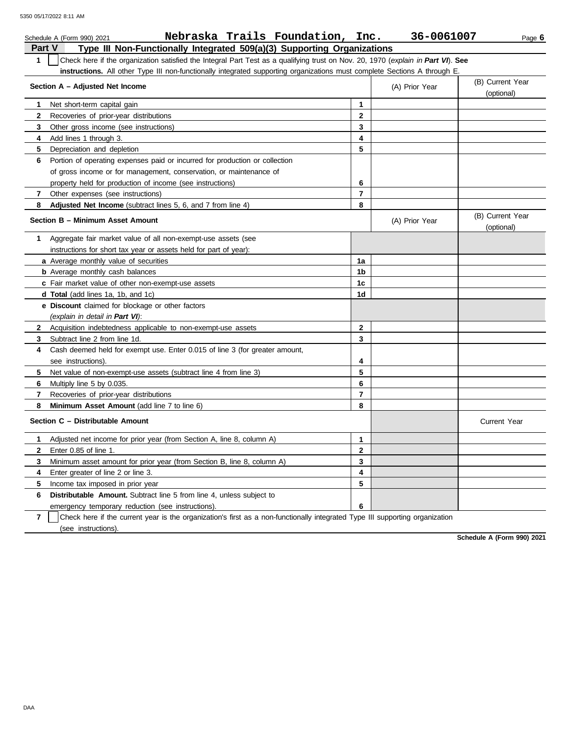Schedule A (Form 990) 2021 **Nebraska Trails Foundation, Inc. 36-0061007**

## Part V Type III Non-Functionally Integrated 509(a)(3) Supporting Organizations

**1** ☐ Check here if the organization satisfied the Integral Part Test as a qualifying trust on Nov. 20, 1970 (*explain in **Part VI***). **See instructions.** All other Type III non-functionally integrated supporting organizations must complete Sections A through E.

| **Section A – Adjusted Net Income** | | (A) Prior Year | (B) Current Year (optional) |
|---|---|---|---|
| **1** Net short-term capital gain | **1** | | |
| **2** Recoveries of prior-year distributions | **2** | | |
| **3** Other gross income (see instructions) | **3** | | |
| **4** Add lines 1 through 3. | **4** | | |
| **5** Depreciation and depletion | **5** | | |
| **6** Portion of operating expenses paid or incurred for production or collection of gross income or for management, conservation, or maintenance of property held for production of income (see instructions) | **6** | | |
| **7** Other expenses (see instructions) | **7** | | |
| **8** **Adjusted Net Income** (subtract lines 5, 6, and 7 from line 4) | **8** | | |

| **Section B – Minimum Asset Amount** | | (A) Prior Year | (B) Current Year (optional) |
|---|---|---|---|
| **1** Aggregate fair market value of all non-exempt-use assets (see instructions for short tax year or assets held for part of year): | | | |
| **a** Average monthly value of securities | **1a** | | |
| **b** Average monthly cash balances | **1b** | | |
| **c** Fair market value of other non-exempt-use assets | **1c** | | |
| **d** **Total** (add lines 1a, 1b, and 1c) | **1d** | | |
| **e** **Discount** claimed for blockage or other factors (*explain in detail in **Part VI***): | | | |
| **2** Acquisition indebtedness applicable to non-exempt-use assets | **2** | | |
| **3** Subtract line 2 from line 1d. | **3** | | |
| **4** Cash deemed held for exempt use. Enter 0.015 of line 3 (for greater amount, see instructions). | **4** | | |
| **5** Net value of non-exempt-use assets (subtract line 4 from line 3) | **5** | | |
| **6** Multiply line 5 by 0.035. | **6** | | |
| **7** Recoveries of prior-year distributions | **7** | | |
| **8** **Minimum Asset Amount** (add line 7 to line 6) | **8** | | |

| **Section C – Distributable Amount** | | | Current Year |
|---|---|---|---|
| **1** Adjusted net income for prior year (from Section A, line 8, column A) | **1** | | |
| **2** Enter 0.85 of line 1. | **2** | | |
| **3** Minimum asset amount for prior year (from Section B, line 8, column A) | **3** | | |
| **4** Enter greater of line 2 or line 3. | **4** | | |
| **5** Income tax imposed in prior year | **5** | | |
| **6** **Distributable Amount.** Subtract line 5 from line 4, unless subject to emergency temporary reduction (see instructions). | **6** | | |

**7** ☐ Check here if the current year is the organization's first as a non-functionally integrated Type III supporting organization (see instructions).

**Schedule A (Form 990) 2021**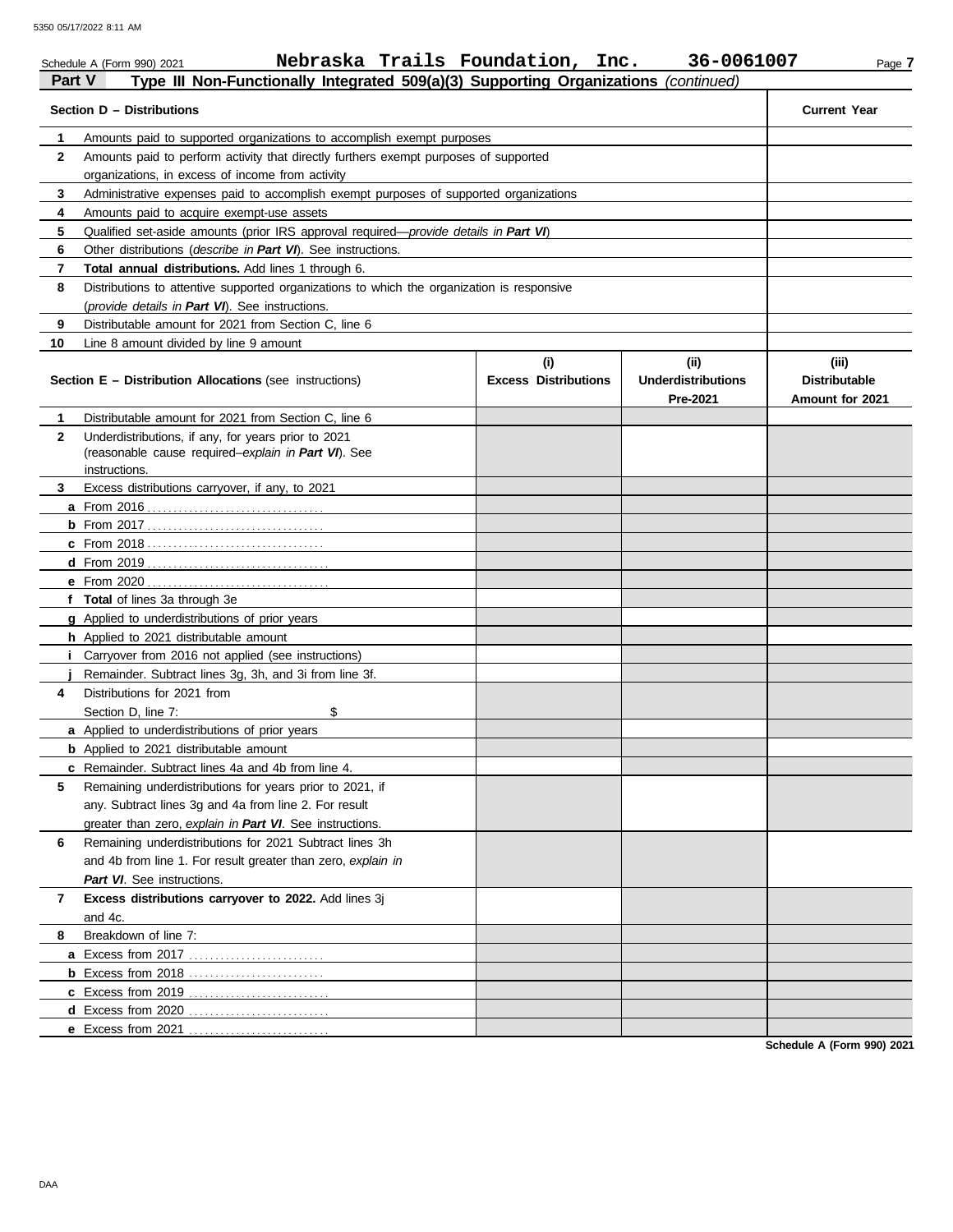Schedule A (Form 990) 2021 **Nebraska Trails Foundation, Inc. 36-0061007**

## Part V Type III Non-Functionally Integrated 509(a)(3) Supporting Organizations *(continued)*

| Section D – Distributions | | Current Year |
|---|---|---|
| 1 | Amounts paid to supported organizations to accomplish exempt purposes | |
| 2 | Amounts paid to perform activity that directly furthers exempt purposes of supported organizations, in excess of income from activity | |
| 3 | Administrative expenses paid to accomplish exempt purposes of supported organizations | |
| 4 | Amounts paid to acquire exempt-use assets | |
| 5 | Qualified set-aside amounts (prior IRS approval required—*provide details in **Part VI***) | |
| 6 | Other distributions (*describe in **Part VI***). See instructions. | |
| 7 | **Total annual distributions.** Add lines 1 through 6. | |
| 8 | Distributions to attentive supported organizations to which the organization is responsive (*provide details in **Part VI***). See instructions. | |
| 9 | Distributable amount for 2021 from Section C, line 6 | |
| 10 | Line 8 amount divided by line 9 amount | |

| | Section E – Distribution Allocations (see instructions) | (i) Excess Distributions | (ii) Underdistributions Pre-2021 | (iii) Distributable Amount for 2021 |
|---|---|---|---|---|
| 1 | Distributable amount for 2021 from Section C, line 6 | | | |
| 2 | Underdistributions, if any, for years prior to 2021 (reasonable cause required–*explain in **Part VI***). See instructions. | | | |
| 3 | Excess distributions carryover, if any, to 2021 | | | |
| a | From 2016 | | | |
| b | From 2017 | | | |
| c | From 2018 | | | |
| d | From 2019 | | | |
| e | From 2020 | | | |
| f | **Total** of lines 3a through 3e | | | |
| g | Applied to underdistributions of prior years | | | |
| h | Applied to 2021 distributable amount | | | |
| i | Carryover from 2016 not applied (see instructions) | | | |
| j | Remainder. Subtract lines 3g, 3h, and 3i from line 3f. | | | |
| 4 | Distributions for 2021 from Section D, line 7: $ | | | |
| a | Applied to underdistributions of prior years | | | |
| b | Applied to 2021 distributable amount | | | |
| c | Remainder. Subtract lines 4a and 4b from line 4. | | | |
| 5 | Remaining underdistributions for years prior to 2021, if any. Subtract lines 3g and 4a from line 2. For result greater than zero, *explain in **Part VI***. See instructions. | | | |
| 6 | Remaining underdistributions for 2021 Subtract lines 3h and 4b from line 1. For result greater than zero, *explain in **Part VI***. See instructions. | | | |
| 7 | **Excess distributions carryover to 2022.** Add lines 3j and 4c. | | | |
| 8 | Breakdown of line 7: | | | |
| a | Excess from 2017 | | | |
| b | Excess from 2018 | | | |
| c | Excess from 2019 | | | |
| d | Excess from 2020 | | | |
| e | Excess from 2021 | | | |

**Schedule A (Form 990) 2021**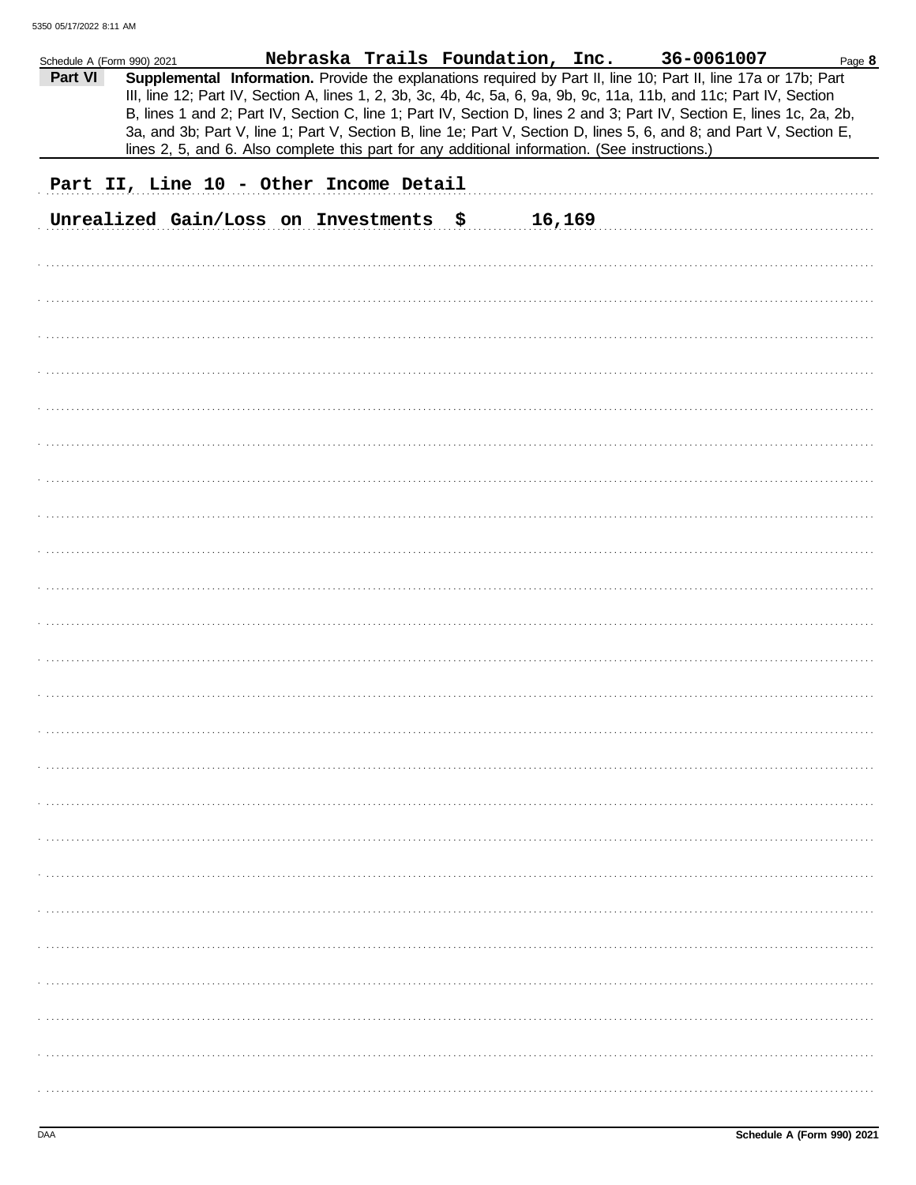Schedule A (Form 990) 2021 Nebraska Trails Foundation, Inc. 36-0061007 Page **8**

**Part VI** **Supplemental Information.** Provide the explanations required by Part II, line 10; Part II, line 17a or 17b; Part III, line 12; Part IV, Section A, lines 1, 2, 3b, 3c, 4b, 4c, 5a, 6, 9a, 9b, 9c, 11a, 11b, and 11c; Part IV, Section B, lines 1 and 2; Part IV, Section C, line 1; Part IV, Section D, lines 2 and 3; Part IV, Section E, lines 1c, 2a, 2b, 3a, and 3b; Part V, line 1; Part V, Section B, line 1e; Part V, Section D, lines 5, 6, and 8; and Part V, Section E, lines 2, 5, and 6. Also complete this part for any additional information. (See instructions.)

Part II, Line 10 - Other Income Detail

Unrealized Gain/Loss on Investments $ 16,169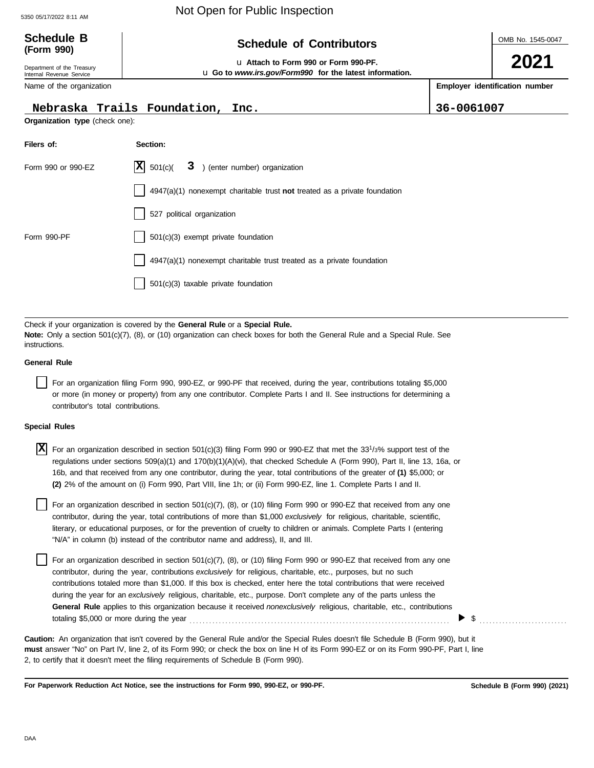Not Open for Public Inspection

**Schedule B (Form 990)**

Department of the Treasury
Internal Revenue Service

## Schedule of Contributors

u **Attach to Form 990 or Form 990-PF.**
u **Go to *www.irs.gov/Form990* for the latest information.**

OMB No. 1545-0047

**2021**

| Name of the organization | Employer identification number |
|---|---|
| Nebraska Trails Foundation, Inc. | 36-0061007 |

**Organization type** (check one):

| Filers of: | Section: |
|---|---|
| Form 990 or 990-EZ | [X] 501(c)( 3 ) (enter number) organization |
| | [ ] 4947(a)(1) nonexempt charitable trust **not** treated as a private foundation |
| | [ ] 527 political organization |
| Form 990-PF | [ ] 501(c)(3) exempt private foundation |
| | [ ] 4947(a)(1) nonexempt charitable trust treated as a private foundation |
| | [ ] 501(c)(3) taxable private foundation |

Check if your organization is covered by the **General Rule** or a **Special Rule.**
**Note:** Only a section 501(c)(7), (8), or (10) organization can check boxes for both the General Rule and a Special Rule. See instructions.

**General Rule**

[ ] For an organization filing Form 990, 990-EZ, or 990-PF that received, during the year, contributions totaling $5,000 or more (in money or property) from any one contributor. Complete Parts I and II. See instructions for determining a contributor's total contributions.

**Special Rules**

[X] For an organization described in section 501(c)(3) filing Form 990 or 990-EZ that met the 33 1/3% support test of the regulations under sections 509(a)(1) and 170(b)(1)(A)(vi), that checked Schedule A (Form 990), Part II, line 13, 16a, or 16b, and that received from any one contributor, during the year, total contributions of the greater of **(1)** $5,000; or **(2)** 2% of the amount on (i) Form 990, Part VIII, line 1h; or (ii) Form 990-EZ, line 1. Complete Parts I and II.

[ ] For an organization described in section 501(c)(7), (8), or (10) filing Form 990 or 990-EZ that received from any one contributor, during the year, total contributions of more than $1,000 *exclusively* for religious, charitable, scientific, literary, or educational purposes, or for the prevention of cruelty to children or animals. Complete Parts I (entering "N/A" in column (b) instead of the contributor name and address), II, and III.

[ ] For an organization described in section 501(c)(7), (8), or (10) filing Form 990 or 990-EZ that received from any one contributor, during the year, contributions *exclusively* for religious, charitable, etc., purposes, but no such contributions totaled more than $1,000. If this box is checked, enter here the total contributions that were received during the year for an *exclusively* religious, charitable, etc., purpose. Don't complete any of the parts unless the **General Rule** applies to this organization because it received *nonexclusively* religious, charitable, etc., contributions totaling $5,000 or more during the year ........ ▶ $ ..........

**Caution:** An organization that isn't covered by the General Rule and/or the Special Rules doesn't file Schedule B (Form 990), but it **must** answer "No" on Part IV, line 2, of its Form 990; or check the box on line H of its Form 990-EZ or on its Form 990-PF, Part I, line 2, to certify that it doesn't meet the filing requirements of Schedule B (Form 990).

**For Paperwork Reduction Act Notice, see the instructions for Form 990, 990-EZ, or 990-PF.** **Schedule B (Form 990) (2021)**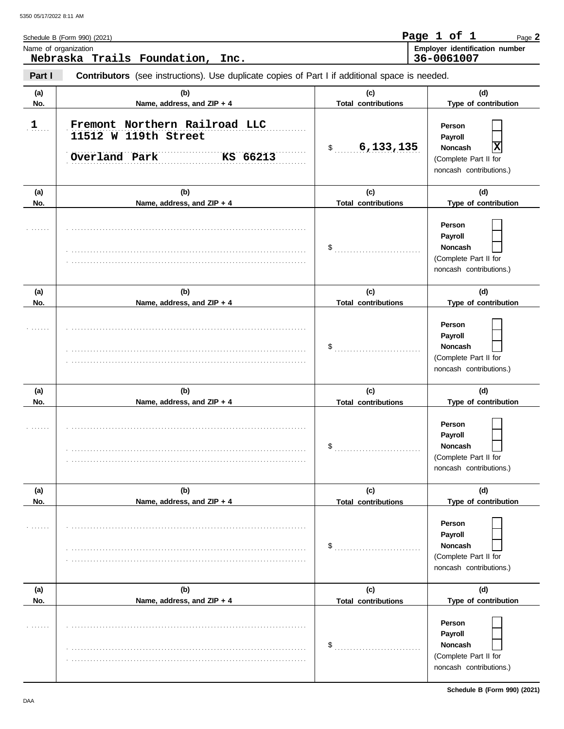Schedule B (Form 990) (2021)

**Page 1 of 1**

Name of organization: **Nebraska Trails Foundation, Inc.**

Employer identification number: **36-0061007**

**Part I** **Contributors** (see instructions). Use duplicate copies of Part I if additional space is needed.

| (a) No. | (b) Name, address, and ZIP + 4 | (c) Total contributions | (d) Type of contribution |
|---|---|---|---|
| 1 | Fremont Northern Railroad LLC<br>11512 W 119th Street<br>Overland Park KS 66213 | $ 6,133,135 | Person [ ]<br>Payroll [ ]<br>Noncash [X]<br>(Complete Part II for noncash contributions.) |
| | | $ | Person [ ]<br>Payroll [ ]<br>Noncash [ ]<br>(Complete Part II for noncash contributions.) |
| | | $ | Person [ ]<br>Payroll [ ]<br>Noncash [ ]<br>(Complete Part II for noncash contributions.) |
| | | $ | Person [ ]<br>Payroll [ ]<br>Noncash [ ]<br>(Complete Part II for noncash contributions.) |
| | | $ | Person [ ]<br>Payroll [ ]<br>Noncash [ ]<br>(Complete Part II for noncash contributions.) |
| | | $ | Person [ ]<br>Payroll [ ]<br>Noncash [ ]<br>(Complete Part II for noncash contributions.) |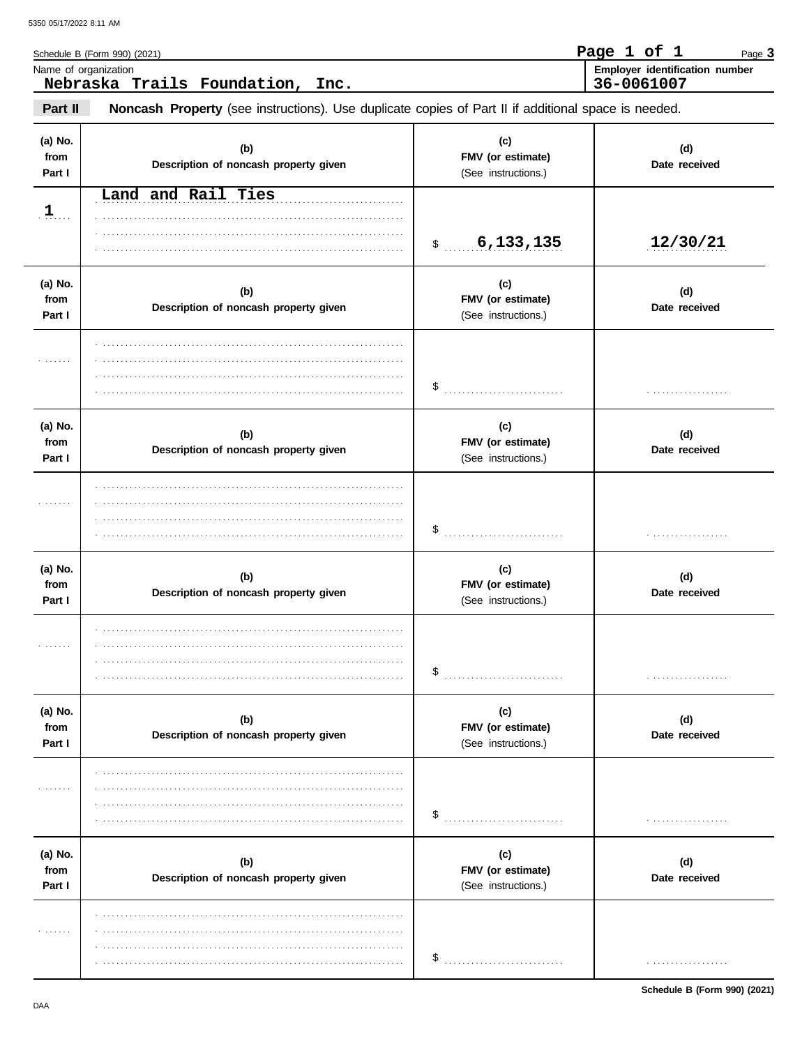Schedule B (Form 990) (2021)

Page 1 of 1

Name of organization
**Nebraska Trails Foundation, Inc.**

Employer identification number
**36-0061007**

**Part II** **Noncash Property** (see instructions). Use duplicate copies of Part II if additional space is needed.

| (a) No. from Part I | (b) Description of noncash property given | (c) FMV (or estimate) (See instructions.) | (d) Date received |
|---|---|---|---|
| 1 | Land and Rail Ties | $ 6,133,135 | 12/30/21 |
| | | $ | |
| | | $ | |
| | | $ | |
| | | $ | |
| | | $ | |

Schedule B (Form 990) (2021)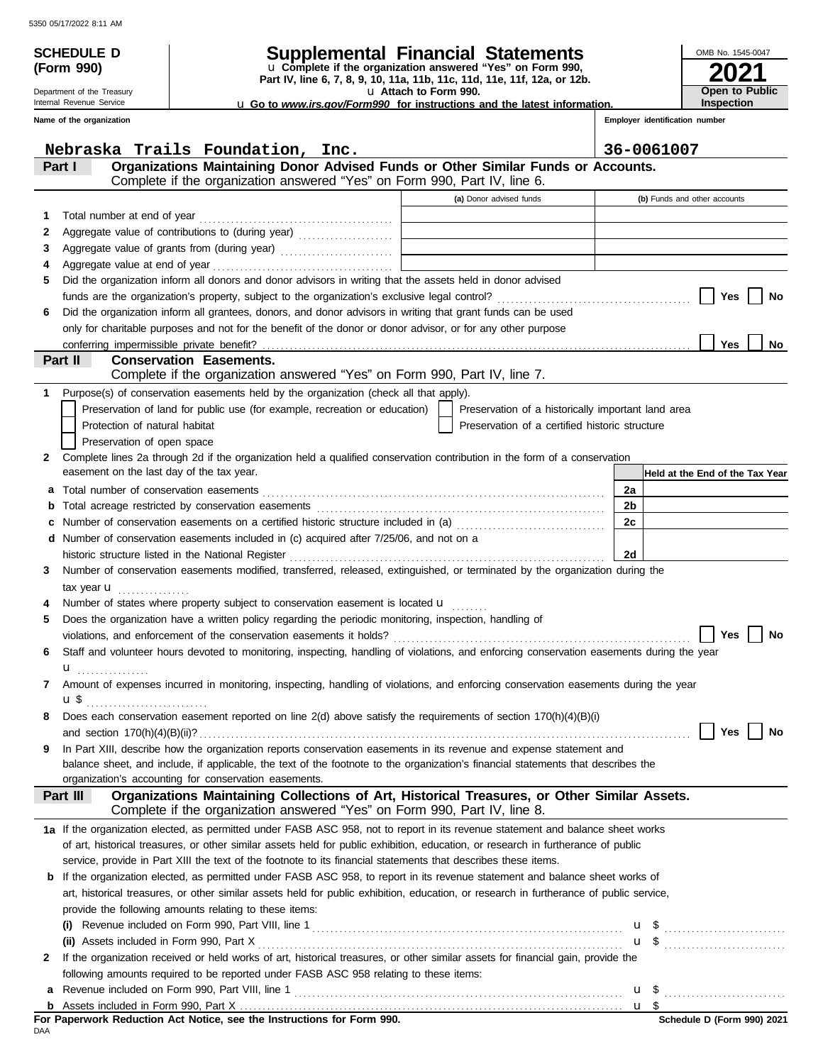5350 05/17/2022 8:11 AM

**SCHEDULE D (Form 990)**

Department of the Treasury
Internal Revenue Service

# Supplemental Financial Statements

u Complete if the organization answered "Yes" on Form 990, Part IV, line 6, 7, 8, 9, 10, 11a, 11b, 11c, 11d, 11e, 11f, 12a, or 12b.
u Attach to Form 990.
u Go to *www.irs.gov/Form990* for instructions and the latest information.

OMB No. 1545-0047

**2021**

**Open to Public Inspection**

**Name of the organization**: Nebraska Trails Foundation, Inc.

**Employer identification number**: 36-0061007

## Part I — Organizations Maintaining Donor Advised Funds or Other Similar Funds or Accounts.
Complete if the organization answered "Yes" on Form 990, Part IV, line 6.

| | | (a) Donor advised funds | (b) Funds and other accounts |
|---|---|---|---|
| 1 | Total number at end of year | | |
| 2 | Aggregate value of contributions to (during year) | | |
| 3 | Aggregate value of grants from (during year) | | |
| 4 | Aggregate value at end of year | | |

5 Did the organization inform all donors and donor advisors in writing that the assets held in donor advised funds are the organization's property, subject to the organization's exclusive legal control? ☐ Yes ☐ No

6 Did the organization inform all grantees, donors, and donor advisors in writing that grant funds can be used only for charitable purposes and not for the benefit of the donor or donor advisor, or for any other purpose conferring impermissible private benefit? ☐ Yes ☐ No

## Part II — Conservation Easements.
Complete if the organization answered "Yes" on Form 990, Part IV, line 7.

1 Purpose(s) of conservation easements held by the organization (check all that apply).

- ☐ Preservation of land for public use (for example, recreation or education)
- ☐ Preservation of a historically important land area
- ☐ Protection of natural habitat
- ☐ Preservation of a certified historic structure
- ☐ Preservation of open space

2 Complete lines 2a through 2d if the organization held a qualified conservation contribution in the form of a conservation easement on the last day of the tax year.

| | | | Held at the End of the Tax Year |
|---|---|---|---|
| a | Total number of conservation easements | 2a | |
| b | Total acreage restricted by conservation easements | 2b | |
| c | Number of conservation easements on a certified historic structure included in (a) | 2c | |
| d | Number of conservation easements included in (c) acquired after 7/25/06, and not on a historic structure listed in the National Register | 2d | |

3 Number of conservation easements modified, transferred, released, extinguished, or terminated by the organization during the tax year u

4 Number of states where property subject to conservation easement is located u

5 Does the organization have a written policy regarding the periodic monitoring, inspection, handling of violations, and enforcement of the conservation easements it holds? ☐ Yes ☐ No

6 Staff and volunteer hours devoted to monitoring, inspecting, handling of violations, and enforcing conservation easements during the year u

7 Amount of expenses incurred in monitoring, inspecting, handling of violations, and enforcing conservation easements during the year u $

8 Does each conservation easement reported on line 2(d) above satisfy the requirements of section 170(h)(4)(B)(i) and section 170(h)(4)(B)(ii)? ☐ Yes ☐ No

9 In Part XIII, describe how the organization reports conservation easements in its revenue and expense statement and balance sheet, and include, if applicable, the text of the footnote to the organization's financial statements that describes the organization's accounting for conservation easements.

## Part III — Organizations Maintaining Collections of Art, Historical Treasures, or Other Similar Assets.
Complete if the organization answered "Yes" on Form 990, Part IV, line 8.

1a If the organization elected, as permitted under FASB ASC 958, not to report in its revenue statement and balance sheet works of art, historical treasures, or other similar assets held for public exhibition, education, or research in furtherance of public service, provide in Part XIII the text of the footnote to its financial statements that describes these items.

b If the organization elected, as permitted under FASB ASC 958, to report in its revenue statement and balance sheet works of art, historical treasures, or other similar assets held for public exhibition, education, or research in furtherance of public service, provide the following amounts relating to these items:

(i) Revenue included on Form 990, Part VIII, line 1 u $

(ii) Assets included in Form 990, Part X u $

2 If the organization received or held works of art, historical treasures, or other similar assets for financial gain, provide the following amounts required to be reported under FASB ASC 958 relating to these items:

a Revenue included on Form 990, Part VIII, line 1 u $

b Assets included in Form 990, Part X u $

**For Paperwork Reduction Act Notice, see the Instructions for Form 990.**

DAA

**Schedule D (Form 990) 2021**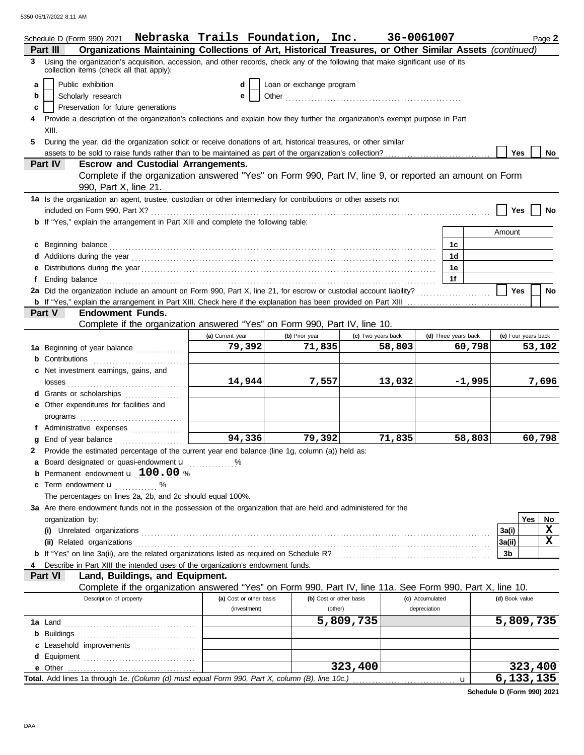Schedule D (Form 990) 2021 **Nebraska Trails Foundation, Inc.** **36-0061007** Page **2**

## Part III — Organizations Maintaining Collections of Art, Historical Treasures, or Other Similar Assets *(continued)*

**3** Using the organization's acquisition, accession, and other records, check any of the following that make significant use of its collection items (check all that apply):

- **a** ☐ Public exhibition
- **b** ☐ Scholarly research
- **c** ☐ Preservation for future generations
- **d** ☐ Loan or exchange program
- **e** ☐ Other

**4** Provide a description of the organization's collections and explain how they further the organization's exempt purpose in Part XIII.

**5** During the year, did the organization solicit or receive donations of art, historical treasures, or other similar assets to be sold to raise funds rather than to be maintained as part of the organization's collection? ☐ Yes ☐ No

## Part IV — Escrow and Custodial Arrangements.

Complete if the organization answered "Yes" on Form 990, Part IV, line 9, or reported an amount on Form 990, Part X, line 21.

**1a** Is the organization an agent, trustee, custodian or other intermediary for contributions or other assets not included on Form 990, Part X? ☐ Yes ☐ No

**b** If "Yes," explain the arrangement in Part XIII and complete the following table:

| | | Amount |
|---|---|---|
| **c** Beginning balance | 1c | |
| **d** Additions during the year | 1d | |
| **e** Distributions during the year | 1e | |
| **f** Ending balance | 1f | |

**2a** Did the organization include an amount on Form 990, Part X, line 21, for escrow or custodial account liability? ☐ Yes ☐ No

**b** If "Yes," explain the arrangement in Part XIII. Check here if the explanation has been provided on Part XIII ☐

## Part V — Endowment Funds.

Complete if the organization answered "Yes" on Form 990, Part IV, line 10.

| | (a) Current year | (b) Prior year | (c) Two years back | (d) Three years back | (e) Four years back |
|---|---|---|---|---|---|
| **1a** Beginning of year balance | 79,392 | 71,835 | 58,803 | 60,798 | 53,102 |
| **b** Contributions | | | | | |
| **c** Net investment earnings, gains, and losses | 14,944 | 7,557 | 13,032 | -1,995 | 7,696 |
| **d** Grants or scholarships | | | | | |
| **e** Other expenditures for facilities and programs | | | | | |
| **f** Administrative expenses | | | | | |
| **g** End of year balance | 94,336 | 79,392 | 71,835 | 58,803 | 60,798 |

**2** Provide the estimated percentage of the current year end balance (line 1g, column (a)) held as:

- **a** Board designated or quasi-endowment u ............ %
- **b** Permanent endowment u **100.00** %
- **c** Term endowment u ............ %

The percentages on lines 2a, 2b, and 2c should equal 100%.

**3a** Are there endowment funds not in the possession of the organization that are held and administered for the organization by:

| | | Yes | No |
|---|---|---|---|
| **(i)** Unrelated organizations | 3a(i) | | X |
| **(ii)** Related organizations | 3a(ii) | | X |
| **b** If "Yes" on line 3a(ii), are the related organizations listed as required on Schedule R? | 3b | | |

**4** Describe in Part XIII the intended uses of the organization's endowment funds.

## Part VI — Land, Buildings, and Equipment.

Complete if the organization answered "Yes" on Form 990, Part IV, line 11a. See Form 990, Part X, line 10.

| Description of property | (a) Cost or other basis (investment) | (b) Cost or other basis (other) | (c) Accumulated depreciation | (d) Book value |
|---|---|---|---|---|
| **1a** Land | | 5,809,735 | | 5,809,735 |
| **b** Buildings | | | | |
| **c** Leasehold improvements | | | | |
| **d** Equipment | | | | |
| **e** Other | | 323,400 | | 323,400 |

**Total.** Add lines 1a through 1e. *(Column (d) must equal Form 990, Part X, column (B), line 10c.)* u **6,133,135**

**Schedule D (Form 990) 2021**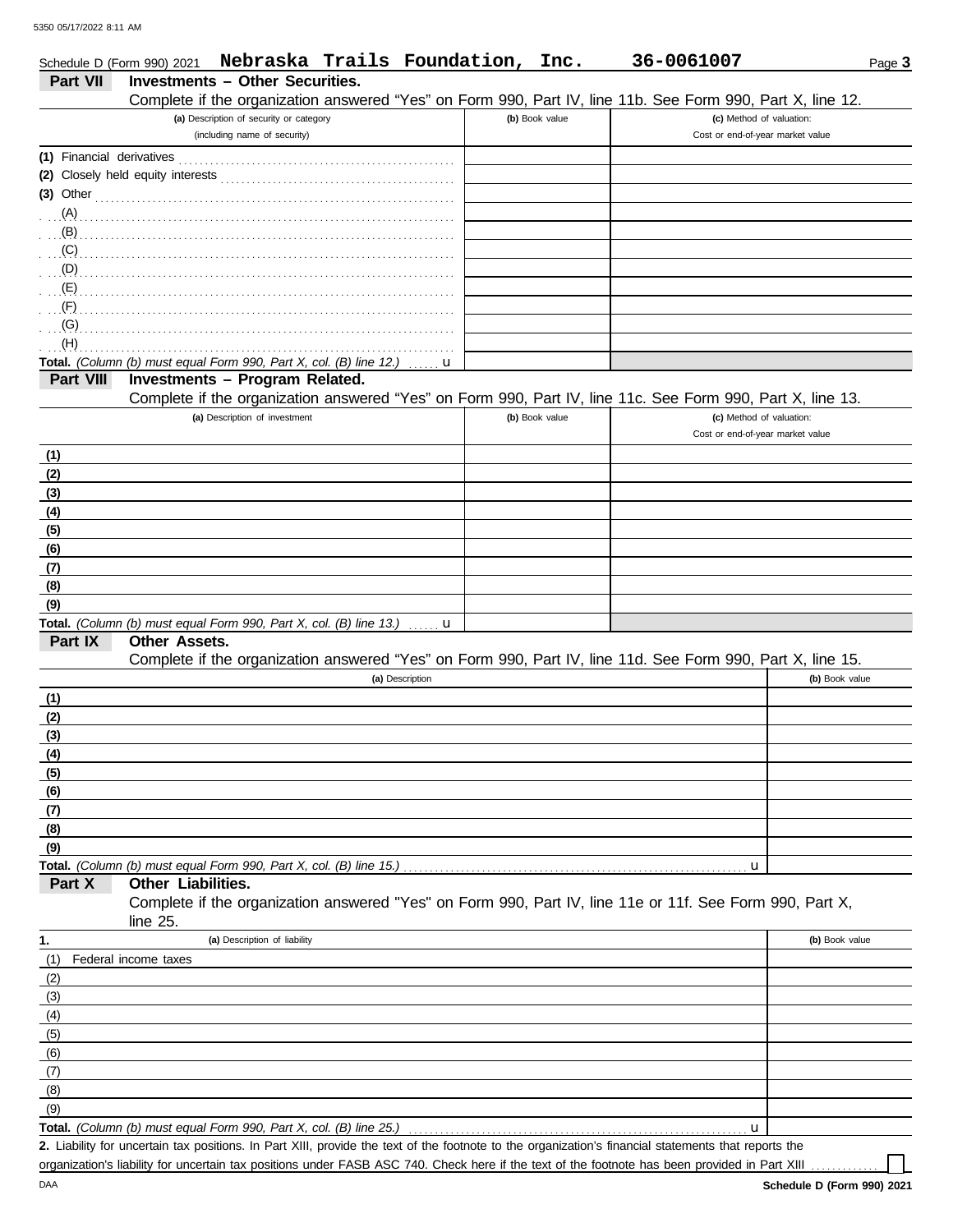Schedule D (Form 990) 2021 **Nebraska Trails Foundation, Inc.** **36-0061007** Page **3**

## Part VII Investments – Other Securities.

Complete if the organization answered "Yes" on Form 990, Part IV, line 11b. See Form 990, Part X, line 12.

| (a) Description of security or category (including name of security) | (b) Book value | (c) Method of valuation: Cost or end-of-year market value |
|---|---|---|
| **(1)** Financial derivatives | | |
| **(2)** Closely held equity interests | | |
| **(3)** Other | | |
| (A) | | |
| (B) | | |
| (C) | | |
| (D) | | |
| (E) | | |
| (F) | | |
| (G) | | |
| (H) | | |
| **Total.** *(Column (b) must equal Form 990, Part X, col. (B) line 12.)* u | | |

## Part VIII Investments – Program Related.

Complete if the organization answered "Yes" on Form 990, Part IV, line 11c. See Form 990, Part X, line 13.

| (a) Description of investment | (b) Book value | (c) Method of valuation: Cost or end-of-year market value |
|---|---|---|
| **(1)** | | |
| **(2)** | | |
| **(3)** | | |
| **(4)** | | |
| **(5)** | | |
| **(6)** | | |
| **(7)** | | |
| **(8)** | | |
| **(9)** | | |
| **Total.** *(Column (b) must equal Form 990, Part X, col. (B) line 13.)* u | | |

## Part IX Other Assets.

Complete if the organization answered "Yes" on Form 990, Part IV, line 11d. See Form 990, Part X, line 15.

| (a) Description | (b) Book value |
|---|---|
| **(1)** | |
| **(2)** | |
| **(3)** | |
| **(4)** | |
| **(5)** | |
| **(6)** | |
| **(7)** | |
| **(8)** | |
| **(9)** | |
| **Total.** *(Column (b) must equal Form 990, Part X, col. (B) line 15.)* u | |

## Part X Other Liabilities.

Complete if the organization answered "Yes" on Form 990, Part IV, line 11e or 11f. See Form 990, Part X, line 25.

| **1.** (a) Description of liability | (b) Book value |
|---|---|
| (1) Federal income taxes | |
| (2) | |
| (3) | |
| (4) | |
| (5) | |
| (6) | |
| (7) | |
| (8) | |
| (9) | |
| **Total.** *(Column (b) must equal Form 990, Part X, col. (B) line 25.)* u | |

**2.** Liability for uncertain tax positions. In Part XIII, provide the text of the footnote to the organization's financial statements that reports the organization's liability for uncertain tax positions under FASB ASC 740. Check here if the text of the footnote has been provided in Part XIII ☐

DAA **Schedule D (Form 990) 2021**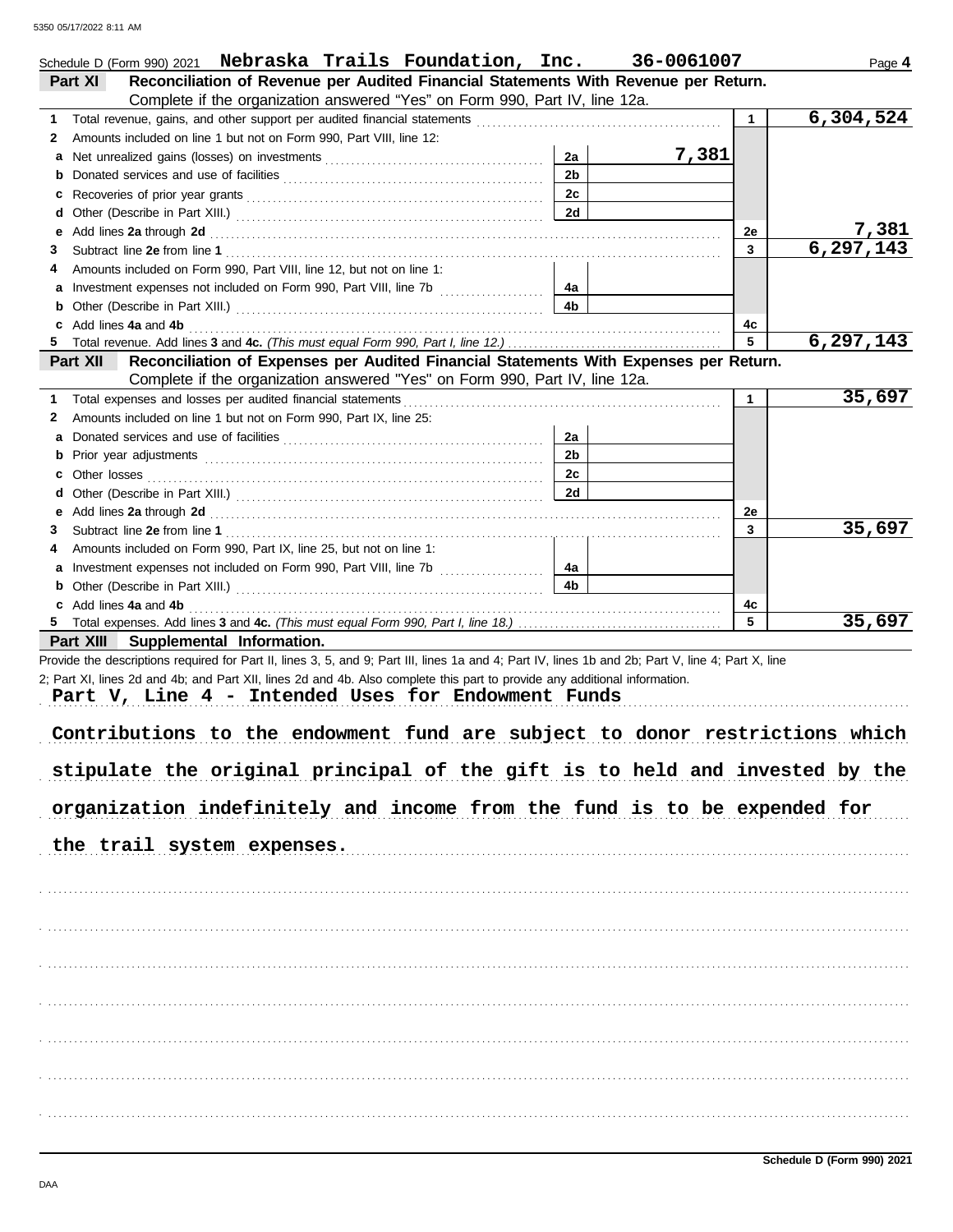Schedule D (Form 990) 2021 **Nebraska Trails Foundation, Inc. 36-0061007** Page **4**

## Part XI Reconciliation of Revenue per Audited Financial Statements With Revenue per Return.

Complete if the organization answered "Yes" on Form 990, Part IV, line 12a.

| | | | | | |
|---|---|---|---|---|---|
| **1** | Total revenue, gains, and other support per audited financial statements | | | 1 | **6,304,524** |
| **2** | Amounts included on line 1 but not on Form 990, Part VIII, line 12: | | | | |
| **a** | Net unrealized gains (losses) on investments | 2a | **7,381** | | |
| **b** | Donated services and use of facilities | 2b | | | |
| **c** | Recoveries of prior year grants | 2c | | | |
| **d** | Other (Describe in Part XIII.) | 2d | | | |
| **e** | Add lines **2a** through **2d** | | | 2e | **7,381** |
| **3** | Subtract line **2e** from line **1** | | | 3 | **6,297,143** |
| **4** | Amounts included on Form 990, Part VIII, line 12, but not on line 1: | | | | |
| **a** | Investment expenses not included on Form 990, Part VIII, line 7b | 4a | | | |
| **b** | Other (Describe in Part XIII.) | 4b | | | |
| **c** | Add lines **4a** and **4b** | | | 4c | |
| **5** | Total revenue. Add lines **3** and **4c.** *(This must equal Form 990, Part I, line 12.)* | | | 5 | **6,297,143** |

## Part XII Reconciliation of Expenses per Audited Financial Statements With Expenses per Return.

Complete if the organization answered "Yes" on Form 990, Part IV, line 12a.

| | | | | | |
|---|---|---|---|---|---|
| **1** | Total expenses and losses per audited financial statements | | | 1 | **35,697** |
| **2** | Amounts included on line 1 but not on Form 990, Part IX, line 25: | | | | |
| **a** | Donated services and use of facilities | 2a | | | |
| **b** | Prior year adjustments | 2b | | | |
| **c** | Other losses | 2c | | | |
| **d** | Other (Describe in Part XIII.) | 2d | | | |
| **e** | Add lines **2a** through **2d** | | | 2e | |
| **3** | Subtract line **2e** from line **1** | | | 3 | **35,697** |
| **4** | Amounts included on Form 990, Part IX, line 25, but not on line 1: | | | | |
| **a** | Investment expenses not included on Form 990, Part VIII, line 7b | 4a | | | |
| **b** | Other (Describe in Part XIII.) | 4b | | | |
| **c** | Add lines **4a** and **4b** | | | 4c | |
| **5** | Total expenses. Add lines **3** and **4c.** *(This must equal Form 990, Part I, line 18.)* | | | 5 | **35,697** |

## Part XIII Supplemental Information.

Provide the descriptions required for Part II, lines 3, 5, and 9; Part III, lines 1a and 4; Part IV, lines 1b and 2b; Part V, line 4; Part X, line 2; Part XI, lines 2d and 4b; and Part XII, lines 2d and 4b. Also complete this part to provide any additional information.

**Part V, Line 4 - Intended Uses for Endowment Funds**

**Contributions to the endowment fund are subject to donor restrictions which stipulate the original principal of the gift is to held and invested by the organization indefinitely and income from the fund is to be expended for the trail system expenses.**

**Schedule D (Form 990) 2021**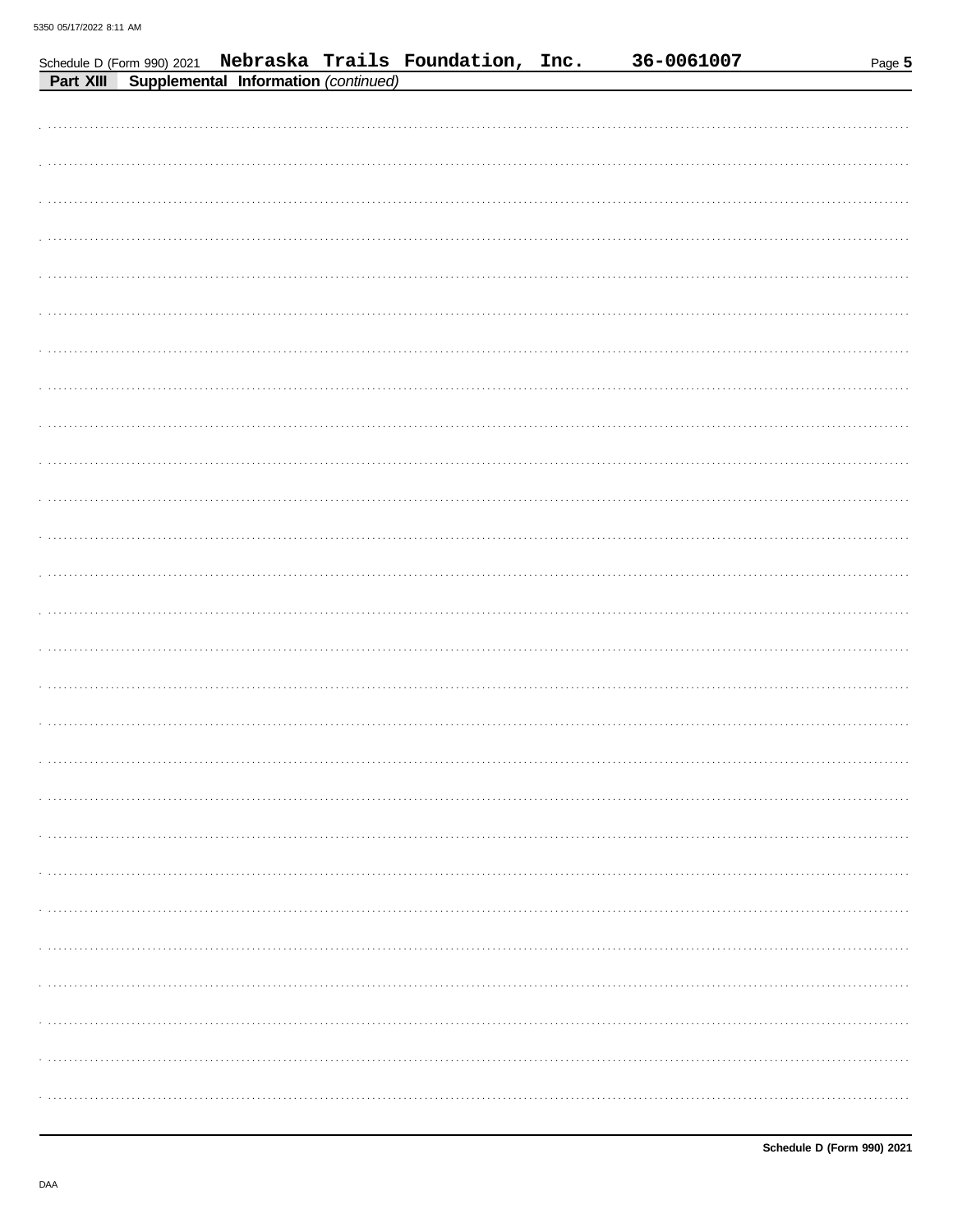Schedule D (Form 990) 2021 **Nebraska Trails Foundation, Inc.** **36-0061007**

**Part XIII** **Supplemental Information** *(continued)*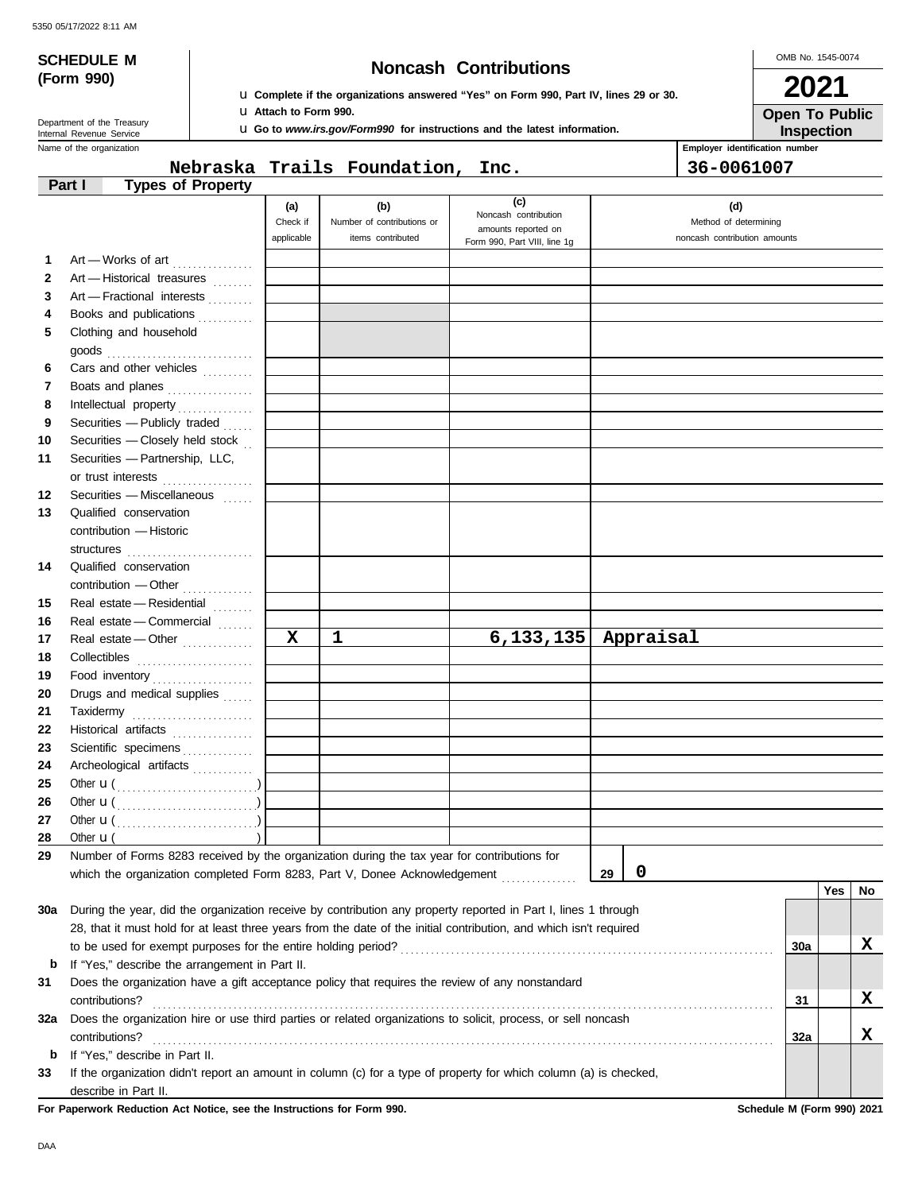5350 05/17/2022 8:11 AM

**SCHEDULE M (Form 990)**

Department of the Treasury
Internal Revenue Service

# Noncash Contributions

u **Complete if the organizations answered "Yes" on Form 990, Part IV, lines 29 or 30.**
u **Attach to Form 990.**
u **Go to *www.irs.gov/Form990* for instructions and the latest information.**

OMB No. 1545-0074

**2021**

**Open To Public Inspection**

Name of the organization: **Nebraska Trails Foundation, Inc.**

Employer identification number: **36-0061007**

**Part I — Types of Property**

| | | (a) Check if applicable | (b) Number of contributions or items contributed | (c) Noncash contribution amounts reported on Form 990, Part VIII, line 1g | (d) Method of determining noncash contribution amounts |
|---|---|---|---|---|---|
| 1 | Art — Works of art | | | | |
| 2 | Art — Historical treasures | | | | |
| 3 | Art — Fractional interests | | | | |
| 4 | Books and publications | | | | |
| 5 | Clothing and household goods | | | | |
| 6 | Cars and other vehicles | | | | |
| 7 | Boats and planes | | | | |
| 8 | Intellectual property | | | | |
| 9 | Securities — Publicly traded | | | | |
| 10 | Securities — Closely held stock | | | | |
| 11 | Securities — Partnership, LLC, or trust interests | | | | |
| 12 | Securities — Miscellaneous | | | | |
| 13 | Qualified conservation contribution — Historic structures | | | | |
| 14 | Qualified conservation contribution — Other | | | | |
| 15 | Real estate — Residential | | | | |
| 16 | Real estate — Commercial | | | | |
| 17 | Real estate — Other | X | 1 | 6,133,135 | Appraisal |
| 18 | Collectibles | | | | |
| 19 | Food inventory | | | | |
| 20 | Drugs and medical supplies | | | | |
| 21 | Taxidermy | | | | |
| 22 | Historical artifacts | | | | |
| 23 | Scientific specimens | | | | |
| 24 | Archeological artifacts | | | | |
| 25 | Other u ( ) | | | | |
| 26 | Other u ( ) | | | | |
| 27 | Other u ( ) | | | | |
| 28 | Other u ( ) | | | | |

**29** Number of Forms 8283 received by the organization during the tax year for contributions for which the organization completed Form 8283, Part V, Donee Acknowledgement ..... **29** | **0**

| | | | Yes | No |
|---|---|---|---|---|
| **30a** | During the year, did the organization receive by contribution any property reported in Part I, lines 1 through 28, that it must hold for at least three years from the date of the initial contribution, and which isn't required to be used for exempt purposes for the entire holding period? | 30a | | X |
| **b** | If "Yes," describe the arrangement in Part II. | | | |
| **31** | Does the organization have a gift acceptance policy that requires the review of any nonstandard contributions? | 31 | | X |
| **32a** | Does the organization hire or use third parties or related organizations to solicit, process, or sell noncash contributions? | 32a | | X |
| **b** | If "Yes," describe in Part II. | | | |
| **33** | If the organization didn't report an amount in column (c) for a type of property for which column (a) is checked, describe in Part II. | | | |

**For Paperwork Reduction Act Notice, see the Instructions for Form 990.**

**Schedule M (Form 990) 2021**

DAA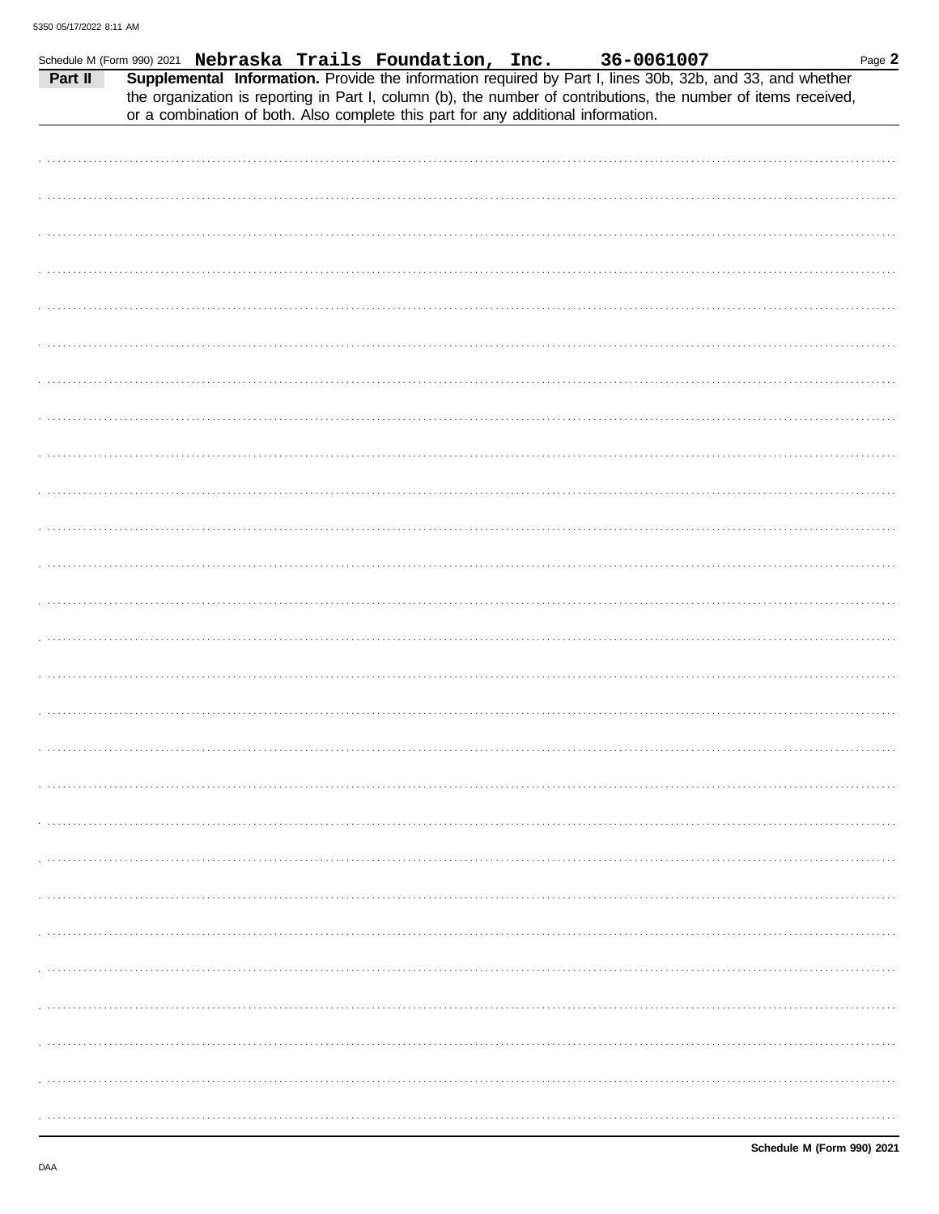Schedule M (Form 990) 2021 **Nebraska Trails Foundation, Inc.** **36-0061007**

**Part II** **Supplemental Information.** Provide the information required by Part I, lines 30b, 32b, and 33, and whether the organization is reporting in Part I, column (b), the number of contributions, the number of items received, or a combination of both. Also complete this part for any additional information.

**Schedule M (Form 990) 2021**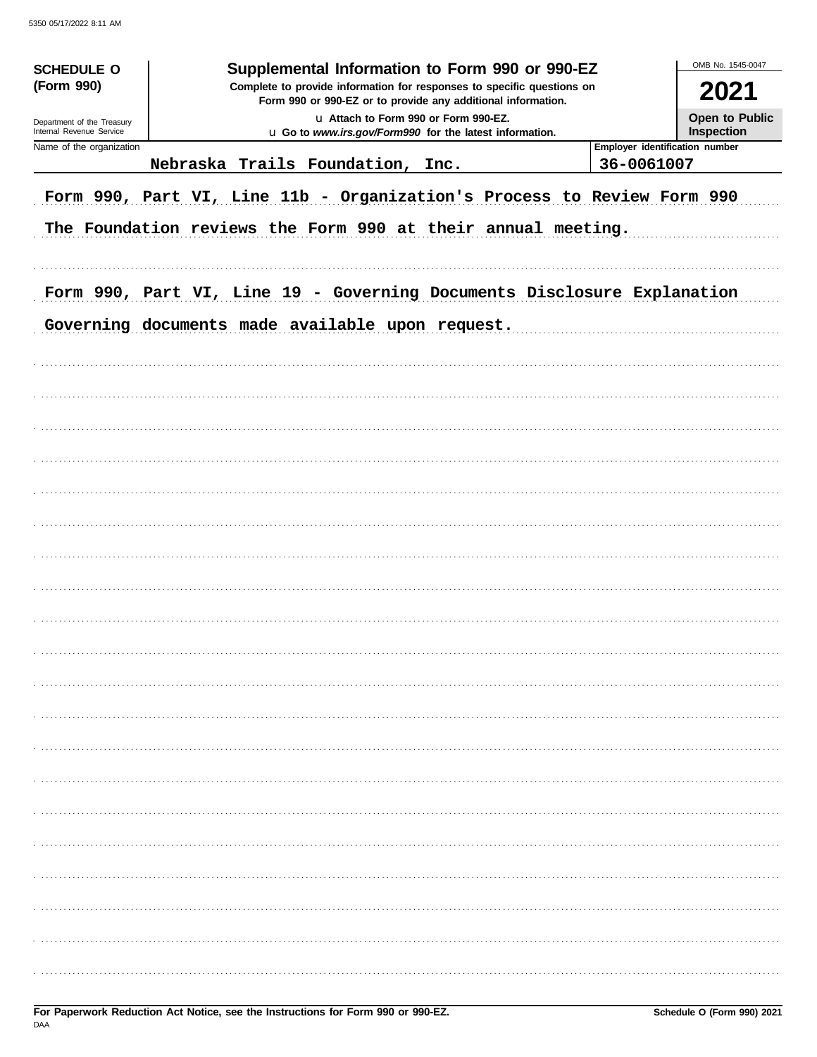**SCHEDULE O (Form 990)**

Department of the Treasury
Internal Revenue Service

# Supplemental Information to Form 990 or 990-EZ

**Complete to provide information for responses to specific questions on Form 990 or 990-EZ or to provide any additional information.**

u Attach to Form 990 or Form 990-EZ.

u Go to *www.irs.gov/Form990* for the latest information.

OMB No. 1545-0047

**2021**

**Open to Public Inspection**

| Name of the organization | Employer identification number |
| --- | --- |
| Nebraska Trails Foundation, Inc. | 36-0061007 |

Form 990, Part VI, Line 11b - Organization's Process to Review Form 990

The Foundation reviews the Form 990 at their annual meeting.

Form 990, Part VI, Line 19 - Governing Documents Disclosure Explanation

Governing documents made available upon request.

**For Paperwork Reduction Act Notice, see the Instructions for Form 990 or 990-EZ.**

DAA

**Schedule O (Form 990) 2021**